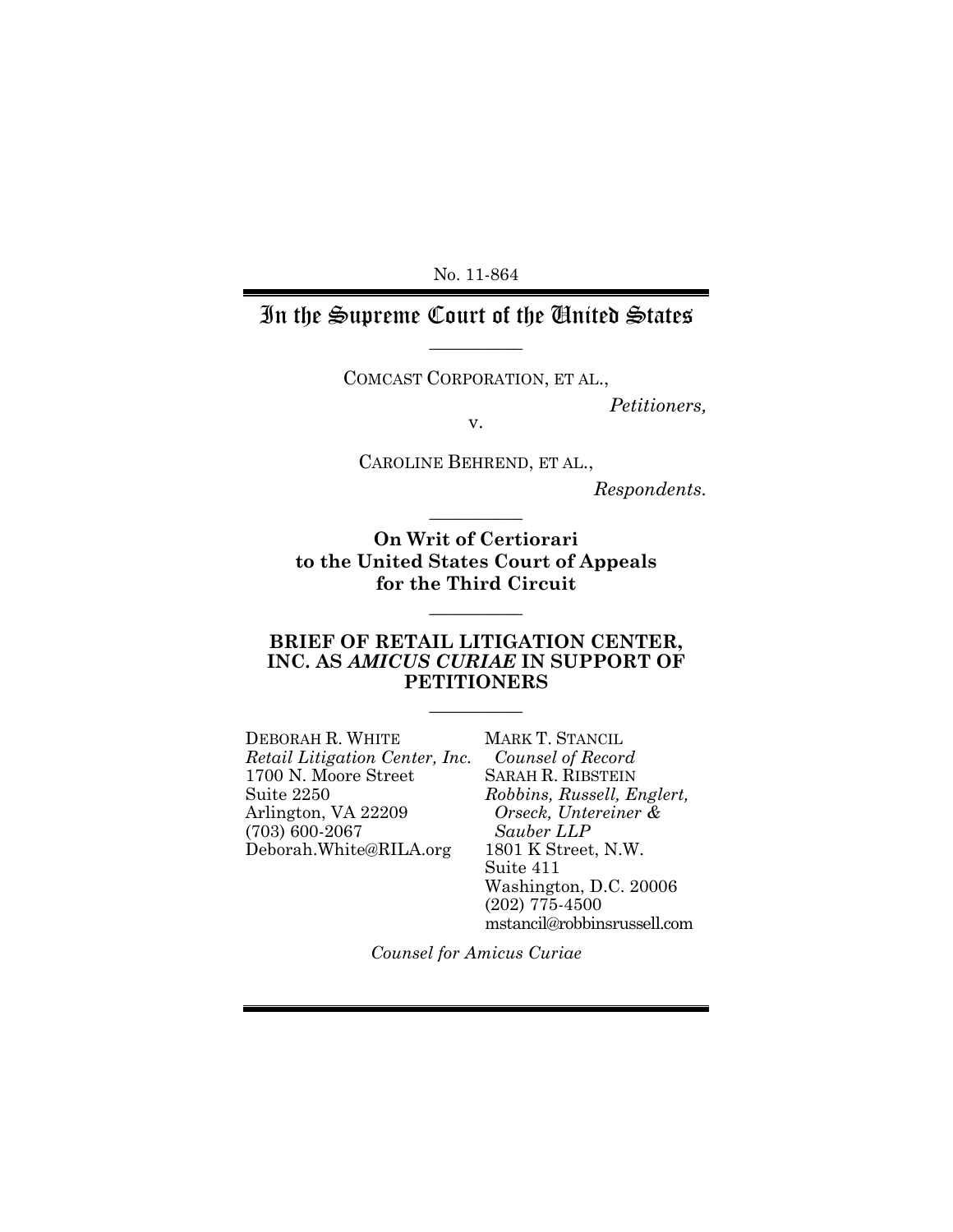No. 11-864

# In the Supreme Court of the United States

---

COMCAST CORPORATION, ET AL.,

*Petitioners,*

v.

CAROLINE BEHREND, ET AL.,

*Respondents.*

---

**On Writ of Certiorari to the United States Court of Appeals for the Third Circuit**

---

**BRIEF OF RETAIL LITIGATION CENTER, INC. AS *AMICUS CURIAE* IN SUPPORT OF PETITIONERS**

---

DEBORAH R. WHITE
*Retail Litigation Center, Inc.*
1700 N. Moore Street
Suite 2250
Arlington, VA 22209
(703) 600-2067
Deborah.White@RILA.org

MARK T. STANCIL
*Counsel of Record*
SARAH R. RIBSTEIN
*Robbins, Russell, Englert, Orseck, Untereiner & Sauber LLP*
1801 K Street, N.W.
Suite 411
Washington, D.C. 20006
(202) 775-4500
mstancil@robbinsrussell.com

*Counsel for Amicus Curiae*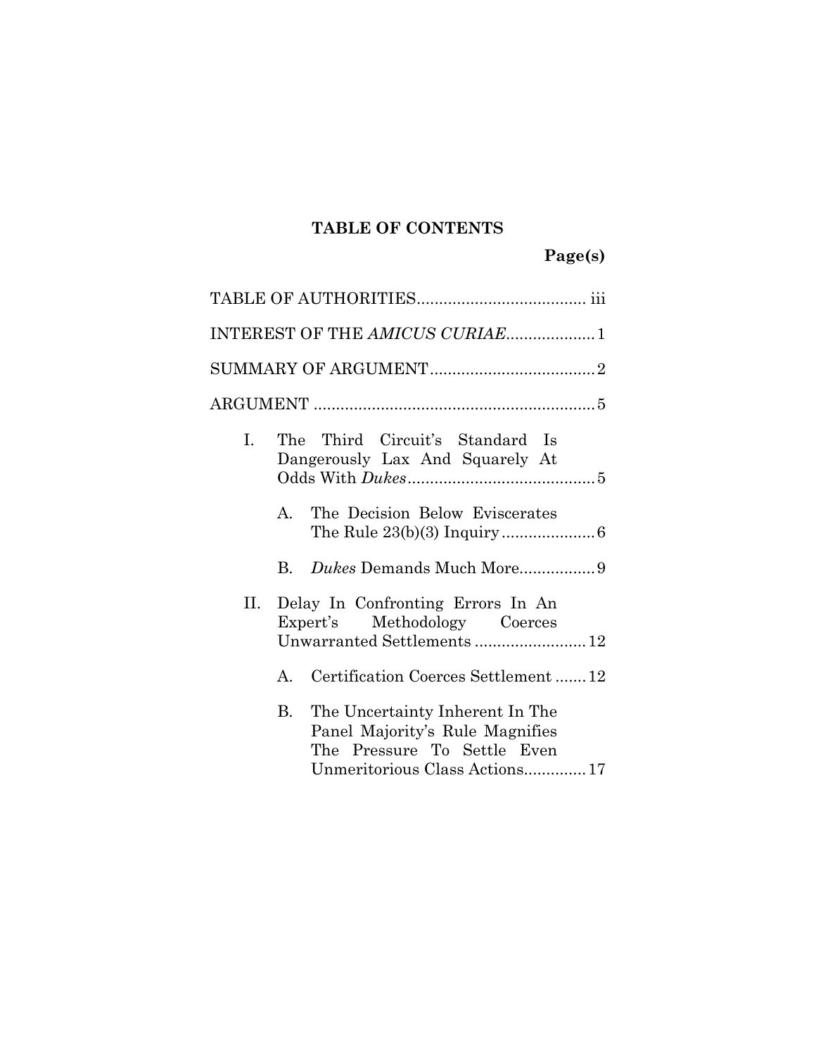## TABLE OF CONTENTS

**Page(s)**

TABLE OF AUTHORITIES ..................................... iii

INTEREST OF THE *AMICUS CURIAE* .................... 1

SUMMARY OF ARGUMENT ..................................... 2

ARGUMENT ............................................................... 5

I. The Third Circuit's Standard Is Dangerously Lax And Squarely At Odds With *Dukes* .......................................... 5

  A. The Decision Below Eviscerates The Rule 23(b)(3) Inquiry ..................... 6

  B. *Dukes* Demands Much More ................. 9

II. Delay In Confronting Errors In An Expert's Methodology Coerces Unwarranted Settlements ......................... 12

  A. Certification Coerces Settlement ....... 12

  B. The Uncertainty Inherent In The Panel Majority's Rule Magnifies The Pressure To Settle Even Unmeritorious Class Actions ............. 17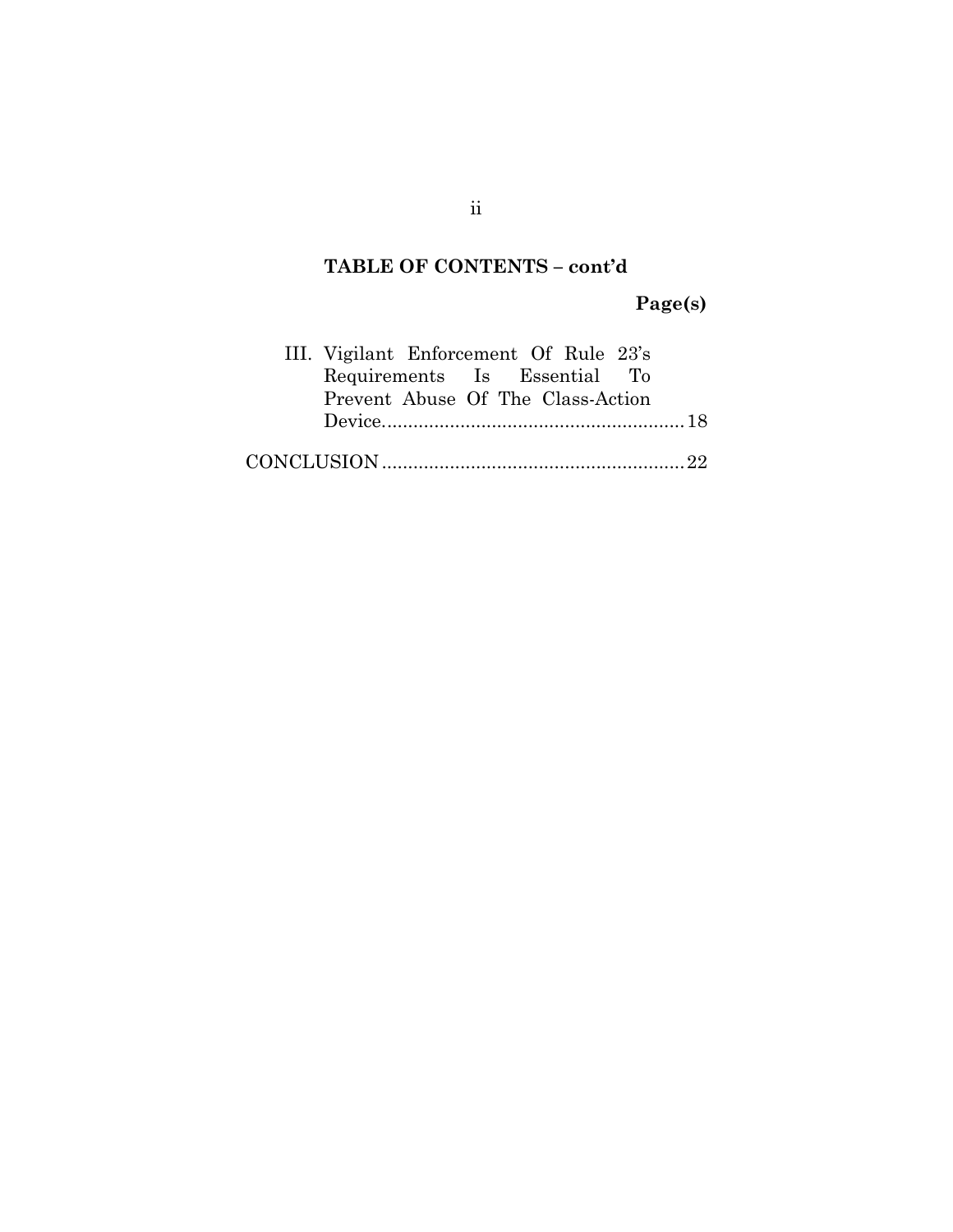## TABLE OF CONTENTS – cont'd

**Page(s)**

III. Vigilant Enforcement Of Rule 23's Requirements Is Essential To Prevent Abuse Of The Class-Action Device.......................................................... 18

CONCLUSION .......................................................... 22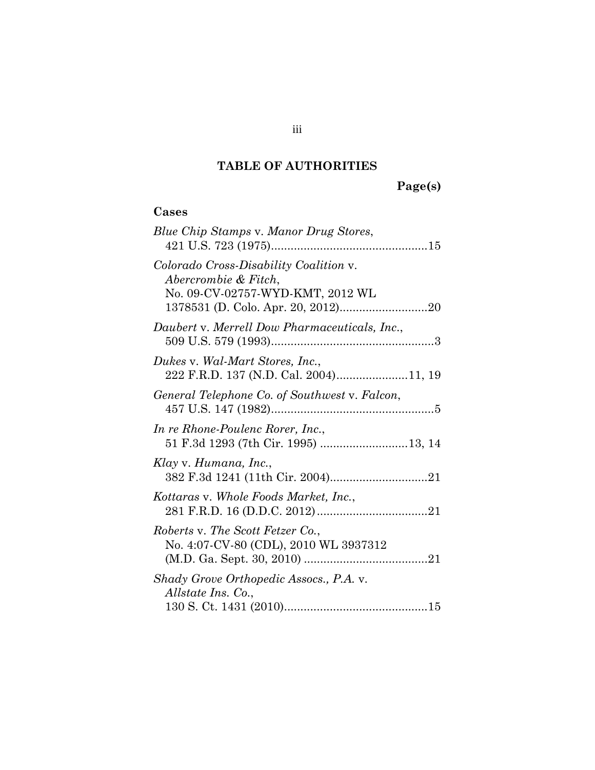# TABLE OF AUTHORITIES

**Page(s)**

## Cases

*Blue Chip Stamps* v. *Manor Drug Stores*, 421 U.S. 723 (1975)................................................15

*Colorado Cross-Disability Coalition* v. *Abercrombie & Fitch*, No. 09-CV-02757-WYD-KMT, 2012 WL 1378531 (D. Colo. Apr. 20, 2012)...........................20

*Daubert* v. *Merrell Dow Pharmaceuticals, Inc.*, 509 U.S. 579 (1993)..................................................3

*Dukes* v. *Wal-Mart Stores, Inc.*, 222 F.R.D. 137 (N.D. Cal. 2004)......................11, 19

*General Telephone Co. of Southwest* v. *Falcon*, 457 U.S. 147 (1982)..................................................5

*In re Rhone-Poulenc Rorer, Inc.*, 51 F.3d 1293 (7th Cir. 1995) ...........................13, 14

*Klay* v. *Humana, Inc.*, 382 F.3d 1241 (11th Cir. 2004)..............................21

*Kottaras* v. *Whole Foods Market, Inc.*, 281 F.R.D. 16 (D.D.C. 2012)..................................21

*Roberts* v. *The Scott Fetzer Co.*, No. 4:07-CV-80 (CDL), 2010 WL 3937312 (M.D. Ga. Sept. 30, 2010) ......................................21

*Shady Grove Orthopedic Assocs., P.A.* v. *Allstate Ins. Co.*, 130 S. Ct. 1431 (2010)............................................15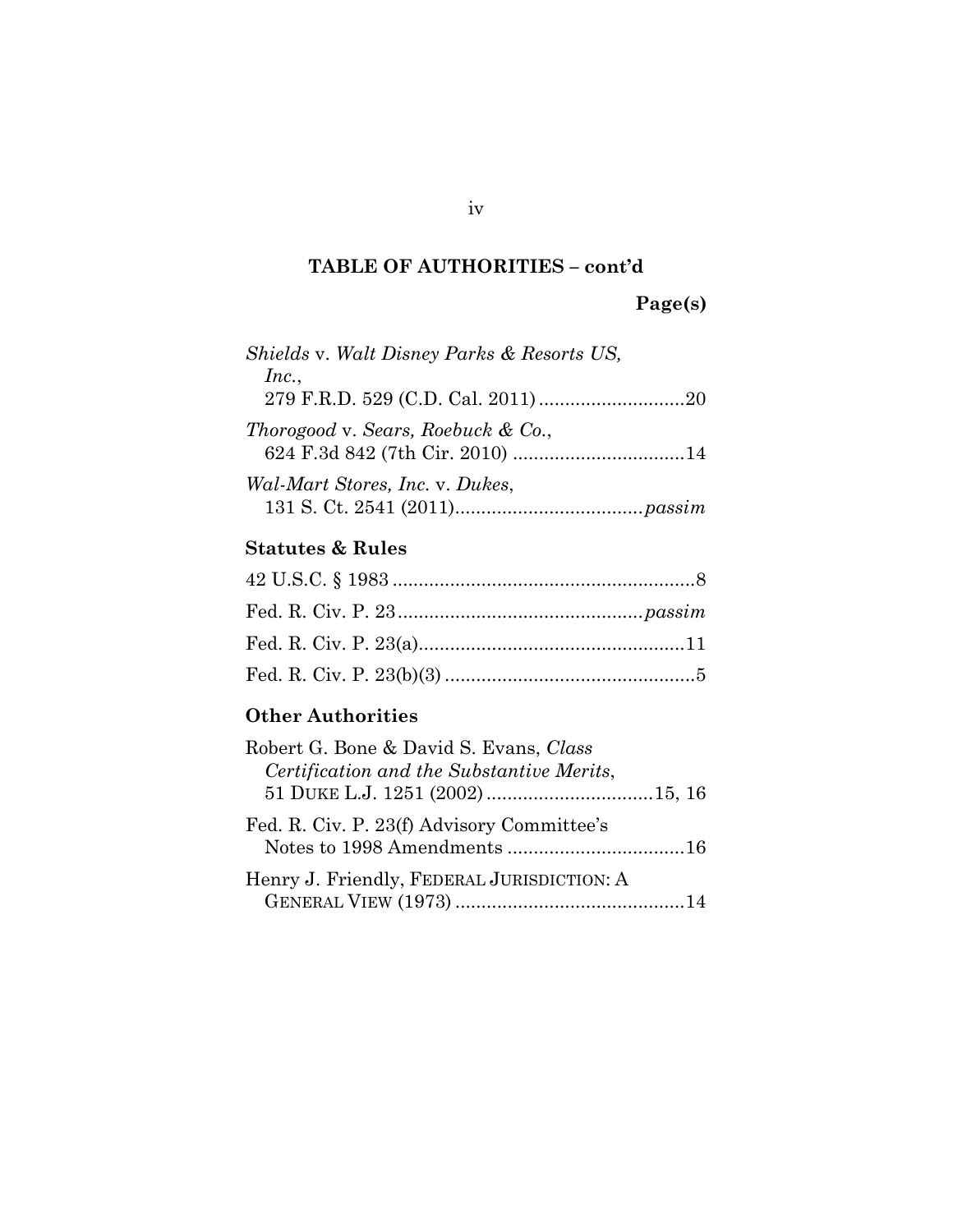## TABLE OF AUTHORITIES – cont'd

**Page(s)**

*Shields* v. *Walt Disney Parks & Resorts US, Inc.*,
279 F.R.D. 529 (C.D. Cal. 2011) ............................20

*Thorogood* v. *Sears, Roebuck & Co.*,
624 F.3d 842 (7th Cir. 2010) .................................14

*Wal-Mart Stores, Inc.* v. *Dukes*,
131 S. Ct. 2541 (2011)....................................*passim*

### Statutes & Rules

42 U.S.C. § 1983 ..........................................................8

Fed. R. Civ. P. 23..............................................*passim*

Fed. R. Civ. P. 23(a)...................................................11

Fed. R. Civ. P. 23(b)(3) ................................................5

### Other Authorities

Robert G. Bone & David S. Evans, *Class Certification and the Substantive Merits*,
51 DUKE L.J. 1251 (2002) ................................15, 16

Fed. R. Civ. P. 23(f) Advisory Committee's Notes to 1998 Amendments ..................................16

Henry J. Friendly, FEDERAL JURISDICTION: A GENERAL VIEW (1973) ............................................14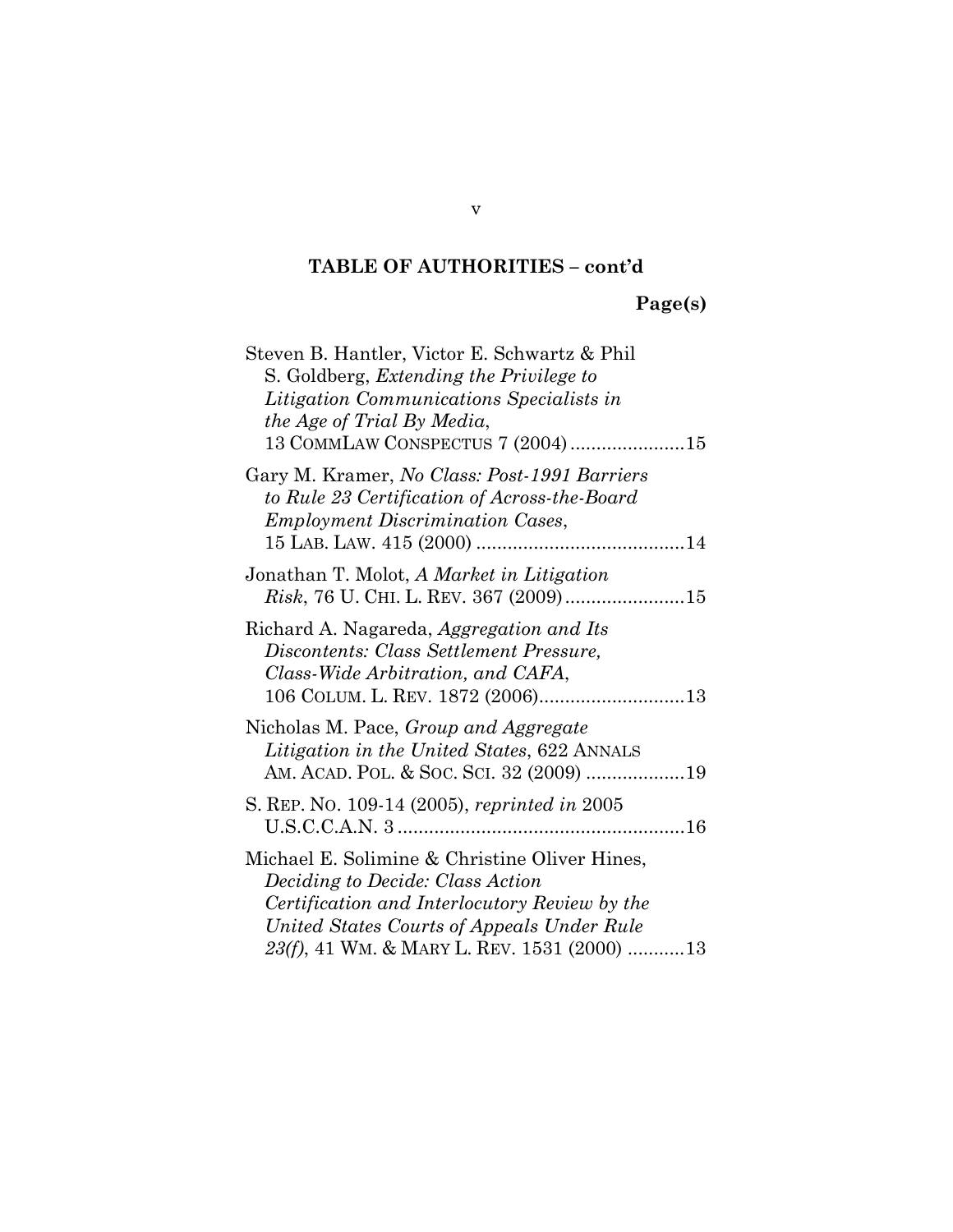**TABLE OF AUTHORITIES – cont'd**

**Page(s)**

Steven B. Hantler, Victor E. Schwartz & Phil S. Goldberg, *Extending the Privilege to Litigation Communications Specialists in the Age of Trial By Media*, 13 COMMLAW CONSPECTUS 7 (2004) ......................15

Gary M. Kramer, *No Class: Post-1991 Barriers to Rule 23 Certification of Across-the-Board Employment Discrimination Cases*, 15 LAB. LAW. 415 (2000) ........................................14

Jonathan T. Molot, *A Market in Litigation Risk*, 76 U. CHI. L. REV. 367 (2009).......................15

Richard A. Nagareda, *Aggregation and Its Discontents: Class Settlement Pressure, Class-Wide Arbitration, and CAFA*, 106 COLUM. L. REV. 1872 (2006)............................13

Nicholas M. Pace, *Group and Aggregate Litigation in the United States*, 622 ANNALS AM. ACAD. POL. & SOC. SCI. 32 (2009) ...................19

S. REP. NO. 109-14 (2005), *reprinted in* 2005 U.S.C.C.A.N. 3 .......................................................16

Michael E. Solimine & Christine Oliver Hines, *Deciding to Decide: Class Action Certification and Interlocutory Review by the United States Courts of Appeals Under Rule 23(f)*, 41 WM. & MARY L. REV. 1531 (2000) ...........13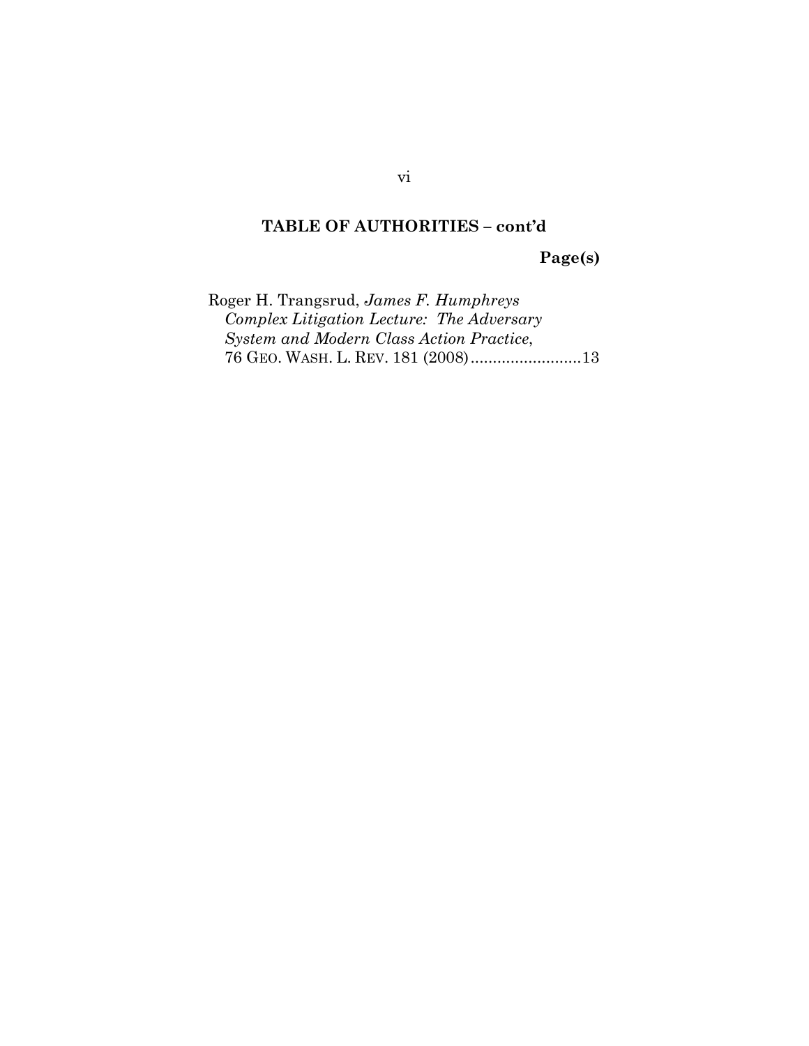**TABLE OF AUTHORITIES – cont'd**

**Page(s)**

Roger H. Trangsrud, *James F. Humphreys Complex Litigation Lecture: The Adversary System and Modern Class Action Practice*, 76 GEO. WASH. L. REV. 181 (2008).........................13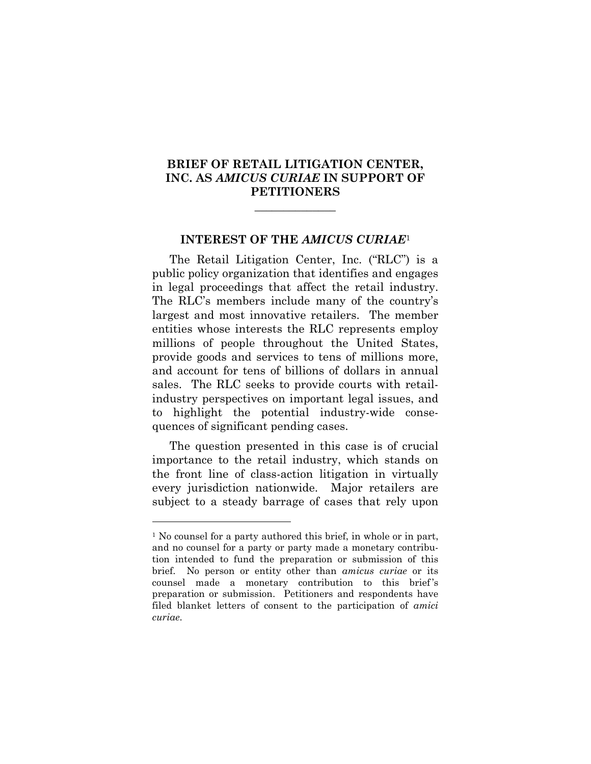# BRIEF OF RETAIL LITIGATION CENTER, INC. AS *AMICUS CURIAE* IN SUPPORT OF PETITIONERS

---

## INTEREST OF THE *AMICUS CURIAE*[1]

The Retail Litigation Center, Inc. ("RLC") is a public policy organization that identifies and engages in legal proceedings that affect the retail industry. The RLC's members include many of the country's largest and most innovative retailers. The member entities whose interests the RLC represents employ millions of people throughout the United States, provide goods and services to tens of millions more, and account for tens of billions of dollars in annual sales. The RLC seeks to provide courts with retail-industry perspectives on important legal issues, and to highlight the potential industry-wide consequences of significant pending cases.

The question presented in this case is of crucial importance to the retail industry, which stands on the front line of class-action litigation in virtually every jurisdiction nationwide. Major retailers are subject to a steady barrage of cases that rely upon

---

[1] No counsel for a party authored this brief, in whole or in part, and no counsel for a party or party made a monetary contribution intended to fund the preparation or submission of this brief. No person or entity other than *amicus curiae* or its counsel made a monetary contribution to this brief's preparation or submission. Petitioners and respondents have filed blanket letters of consent to the participation of *amici curiae*.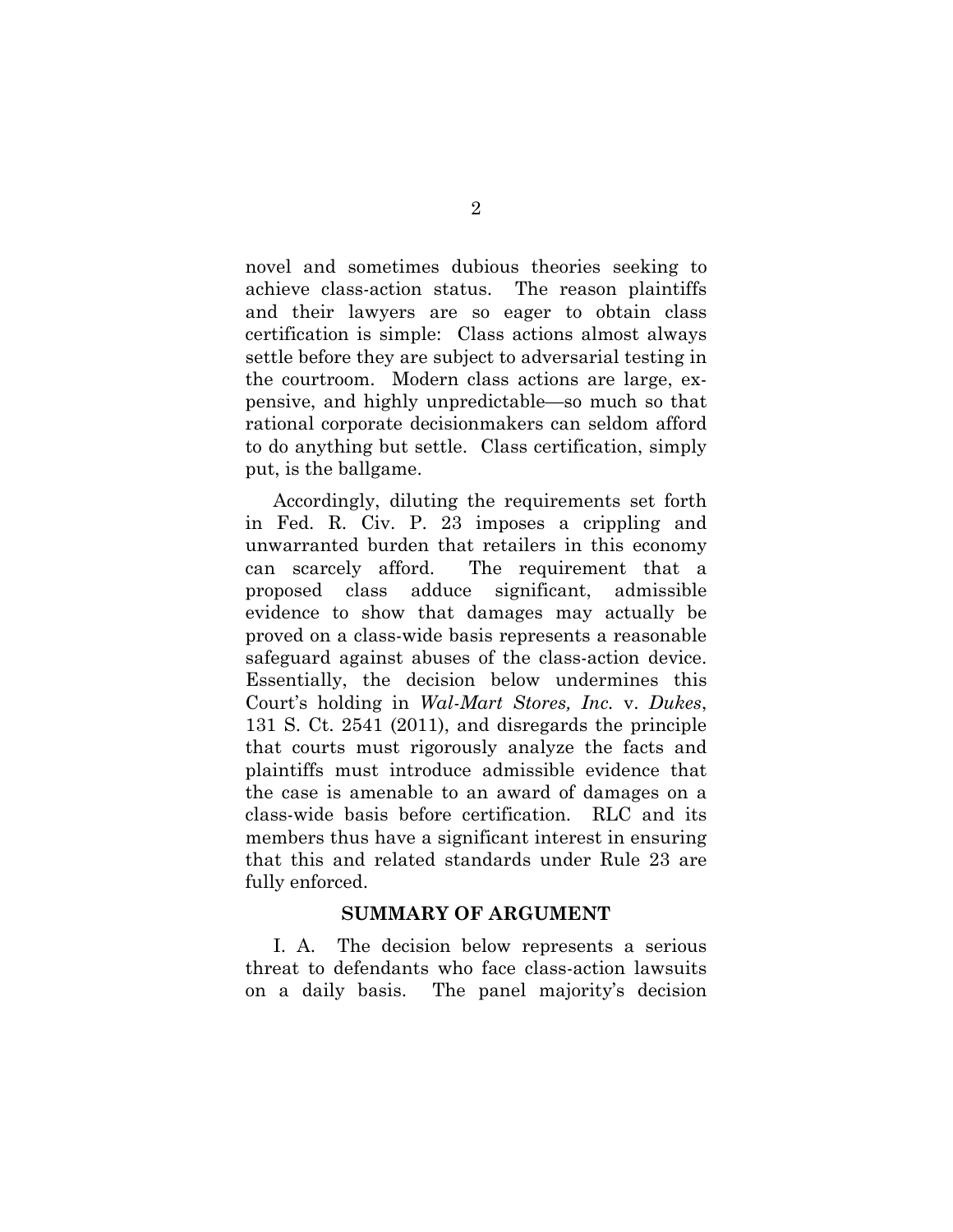novel and sometimes dubious theories seeking to achieve class-action status. The reason plaintiffs and their lawyers are so eager to obtain class certification is simple: Class actions almost always settle before they are subject to adversarial testing in the courtroom. Modern class actions are large, expensive, and highly unpredictable—so much so that rational corporate decisionmakers can seldom afford to do anything but settle. Class certification, simply put, is the ballgame.

Accordingly, diluting the requirements set forth in Fed. R. Civ. P. 23 imposes a crippling and unwarranted burden that retailers in this economy can scarcely afford. The requirement that a proposed class adduce significant, admissible evidence to show that damages may actually be proved on a class-wide basis represents a reasonable safeguard against abuses of the class-action device. Essentially, the decision below undermines this Court's holding in *Wal-Mart Stores, Inc.* v. *Dukes*, 131 S. Ct. 2541 (2011), and disregards the principle that courts must rigorously analyze the facts and plaintiffs must introduce admissible evidence that the case is amenable to an award of damages on a class-wide basis before certification. RLC and its members thus have a significant interest in ensuring that this and related standards under Rule 23 are fully enforced.

## SUMMARY OF ARGUMENT

I. A. The decision below represents a serious threat to defendants who face class-action lawsuits on a daily basis. The panel majority's decision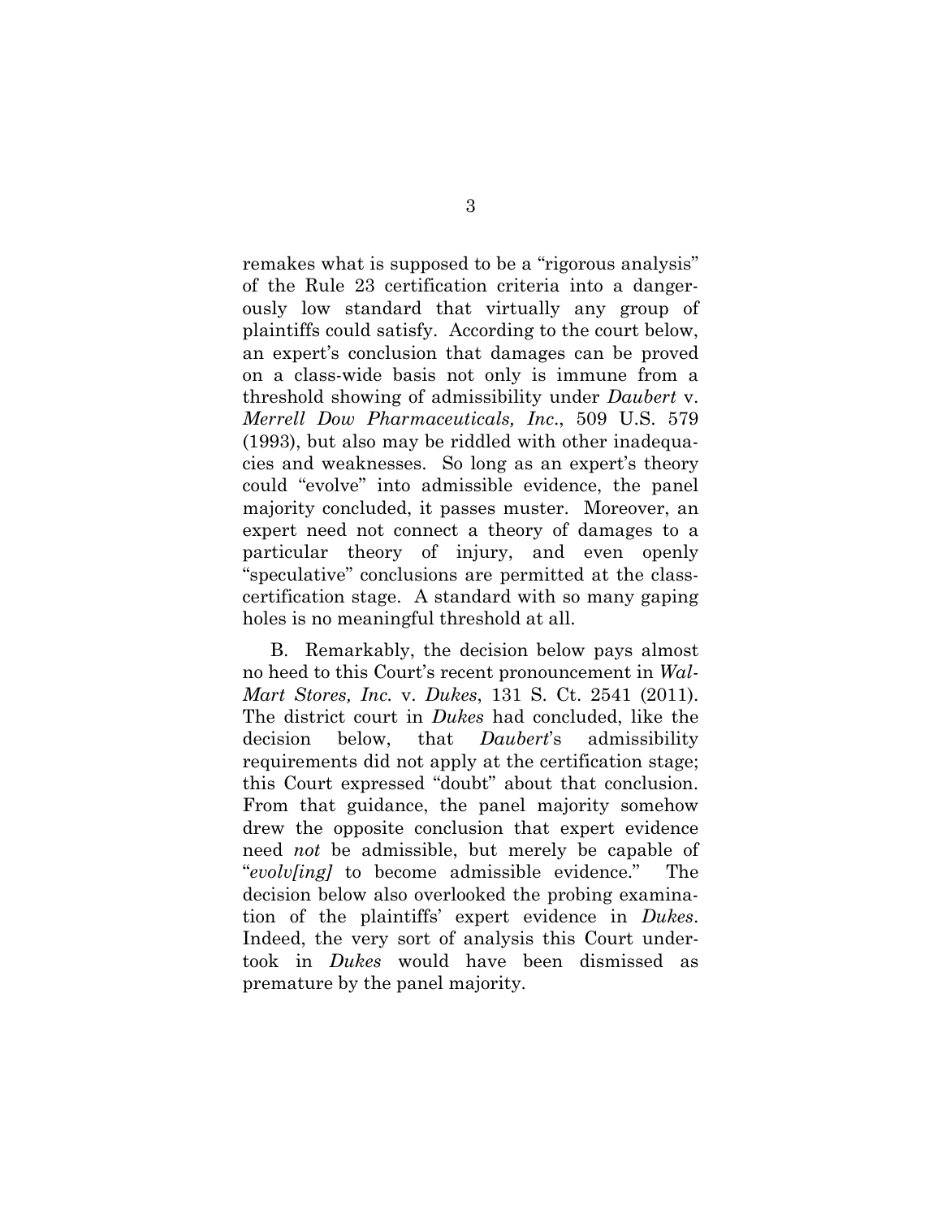remakes what is supposed to be a "rigorous analysis" of the Rule 23 certification criteria into a dangerously low standard that virtually any group of plaintiffs could satisfy. According to the court below, an expert's conclusion that damages can be proved on a class-wide basis not only is immune from a threshold showing of admissibility under *Daubert* v. *Merrell Dow Pharmaceuticals, Inc*., 509 U.S. 579 (1993), but also may be riddled with other inadequacies and weaknesses. So long as an expert's theory could "evolve" into admissible evidence, the panel majority concluded, it passes muster. Moreover, an expert need not connect a theory of damages to a particular theory of injury, and even openly "speculative" conclusions are permitted at the class-certification stage. A standard with so many gaping holes is no meaningful threshold at all.

B. Remarkably, the decision below pays almost no heed to this Court's recent pronouncement in *Wal-Mart Stores, Inc.* v. *Dukes*, 131 S. Ct. 2541 (2011). The district court in *Dukes* had concluded, like the decision below, that *Daubert*'s admissibility requirements did not apply at the certification stage; this Court expressed "doubt" about that conclusion. From that guidance, the panel majority somehow drew the opposite conclusion that expert evidence need *not* be admissible, but merely be capable of "*evolv[ing]* to become admissible evidence." The decision below also overlooked the probing examination of the plaintiffs' expert evidence in *Dukes*. Indeed, the very sort of analysis this Court undertook in *Dukes* would have been dismissed as premature by the panel majority.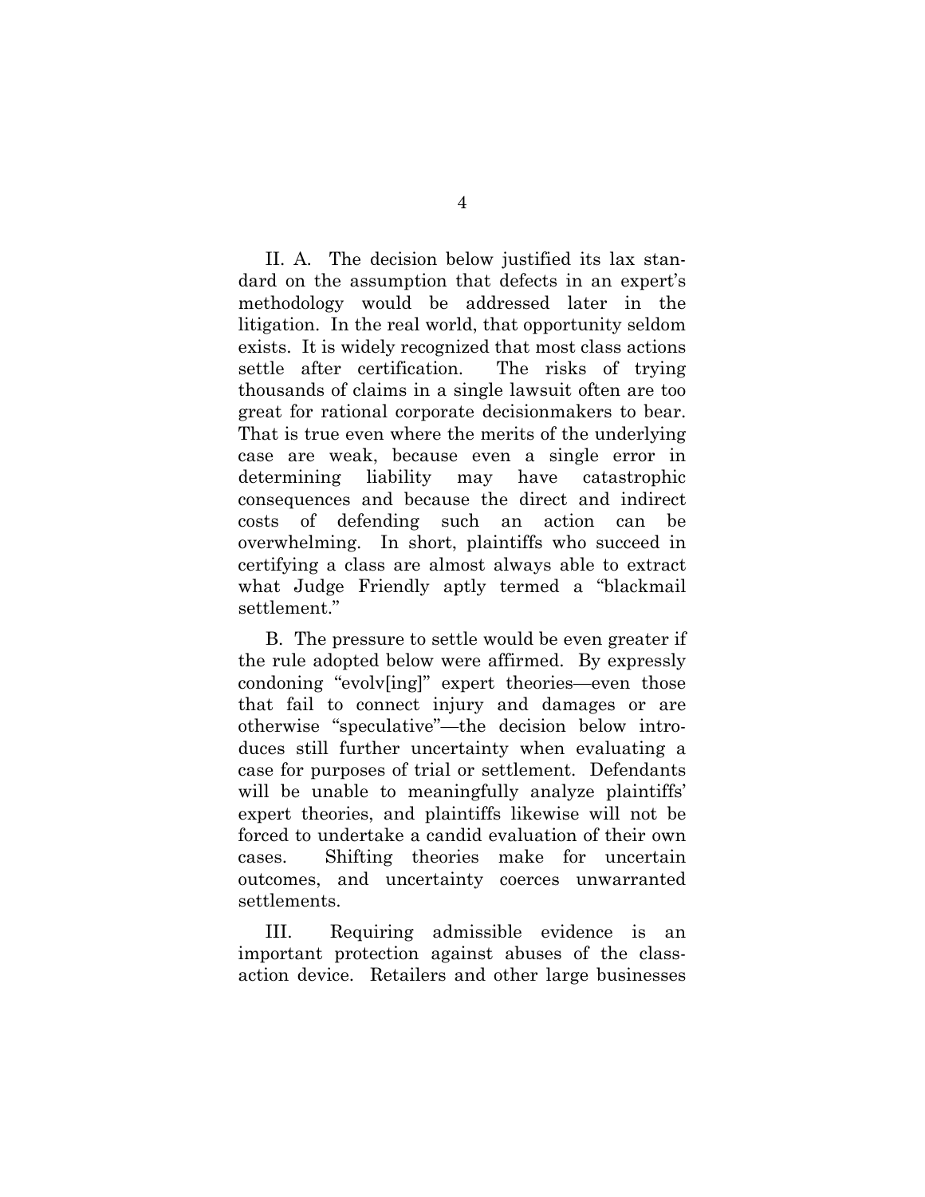II. A. The decision below justified its lax standard on the assumption that defects in an expert's methodology would be addressed later in the litigation. In the real world, that opportunity seldom exists. It is widely recognized that most class actions settle after certification. The risks of trying thousands of claims in a single lawsuit often are too great for rational corporate decisionmakers to bear. That is true even where the merits of the underlying case are weak, because even a single error in determining liability may have catastrophic consequences and because the direct and indirect costs of defending such an action can be overwhelming. In short, plaintiffs who succeed in certifying a class are almost always able to extract what Judge Friendly aptly termed a "blackmail settlement."

B. The pressure to settle would be even greater if the rule adopted below were affirmed. By expressly condoning "evolv[ing]" expert theories—even those that fail to connect injury and damages or are otherwise "speculative"—the decision below introduces still further uncertainty when evaluating a case for purposes of trial or settlement. Defendants will be unable to meaningfully analyze plaintiffs' expert theories, and plaintiffs likewise will not be forced to undertake a candid evaluation of their own cases. Shifting theories make for uncertain outcomes, and uncertainty coerces unwarranted settlements.

III. Requiring admissible evidence is an important protection against abuses of the class-action device. Retailers and other large businesses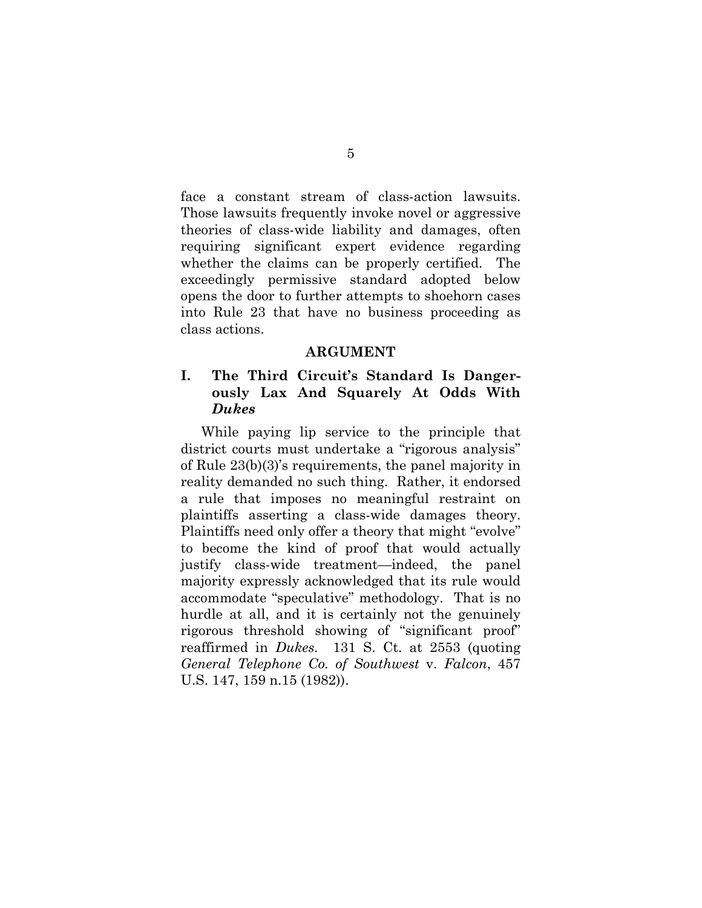face a constant stream of class-action lawsuits. Those lawsuits frequently invoke novel or aggressive theories of class-wide liability and damages, often requiring significant expert evidence regarding whether the claims can be properly certified. The exceedingly permissive standard adopted below opens the door to further attempts to shoehorn cases into Rule 23 that have no business proceeding as class actions.

## ARGUMENT

### I. The Third Circuit's Standard Is Dangerously Lax And Squarely At Odds With *Dukes*

While paying lip service to the principle that district courts must undertake a "rigorous analysis" of Rule 23(b)(3)'s requirements, the panel majority in reality demanded no such thing. Rather, it endorsed a rule that imposes no meaningful restraint on plaintiffs asserting a class-wide damages theory. Plaintiffs need only offer a theory that might "evolve" to become the kind of proof that would actually justify class-wide treatment—indeed, the panel majority expressly acknowledged that its rule would accommodate "speculative" methodology. That is no hurdle at all, and it is certainly not the genuinely rigorous threshold showing of "significant proof" reaffirmed in *Dukes.* 131 S. Ct. at 2553 (quoting *General Telephone Co. of Southwest* v. *Falcon*, 457 U.S. 147, 159 n.15 (1982)).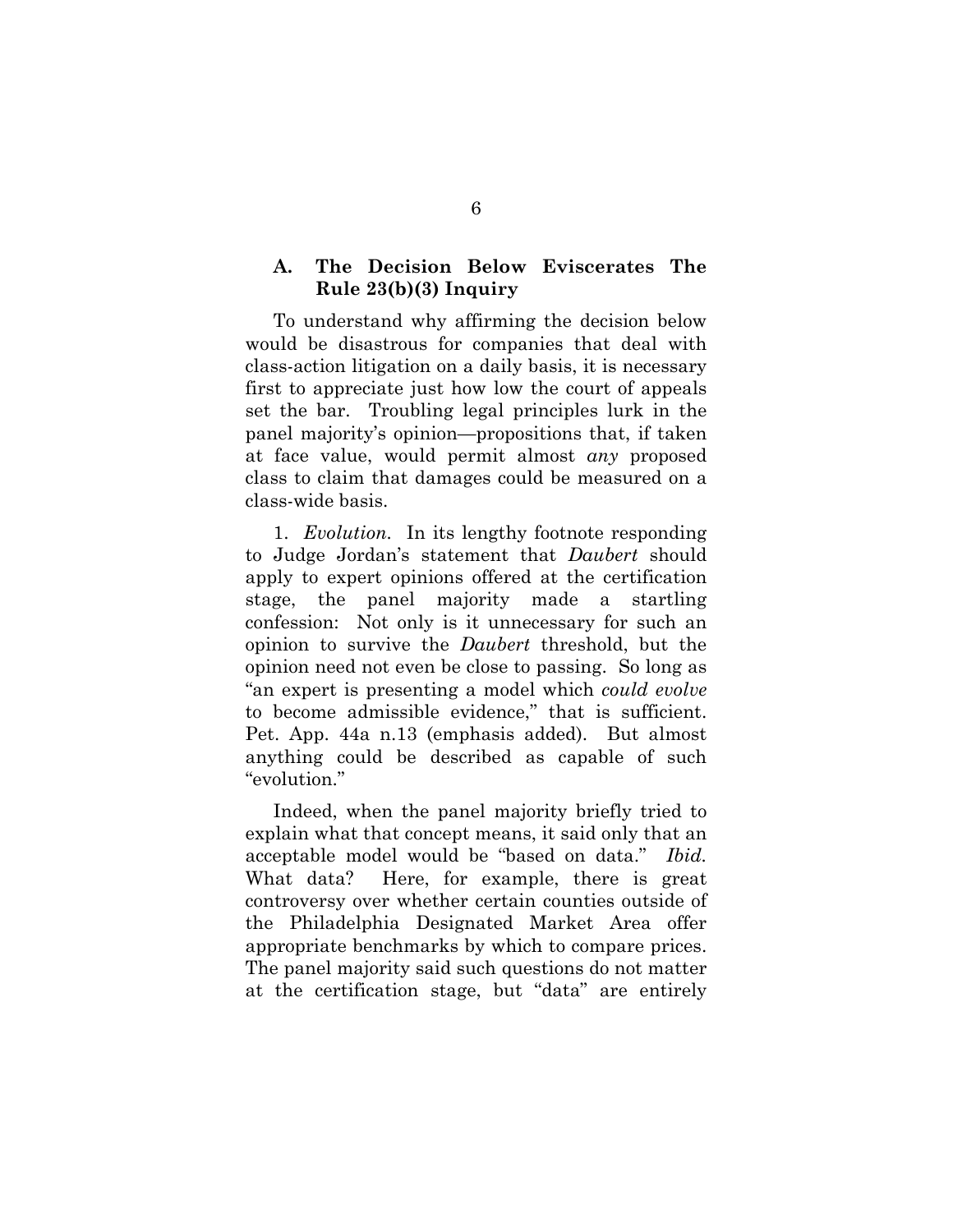### A. The Decision Below Eviscerates The Rule 23(b)(3) Inquiry

To understand why affirming the decision below would be disastrous for companies that deal with class-action litigation on a daily basis, it is necessary first to appreciate just how low the court of appeals set the bar. Troubling legal principles lurk in the panel majority's opinion—propositions that, if taken at face value, would permit almost *any* proposed class to claim that damages could be measured on a class-wide basis.

1. *Evolution.* In its lengthy footnote responding to Judge Jordan's statement that *Daubert* should apply to expert opinions offered at the certification stage, the panel majority made a startling confession: Not only is it unnecessary for such an opinion to survive the *Daubert* threshold, but the opinion need not even be close to passing. So long as "an expert is presenting a model which *could evolve* to become admissible evidence," that is sufficient. Pet. App. 44a n.13 (emphasis added). But almost anything could be described as capable of such "evolution."

Indeed, when the panel majority briefly tried to explain what that concept means, it said only that an acceptable model would be "based on data." *Ibid.* What data? Here, for example, there is great controversy over whether certain counties outside of the Philadelphia Designated Market Area offer appropriate benchmarks by which to compare prices. The panel majority said such questions do not matter at the certification stage, but "data" are entirely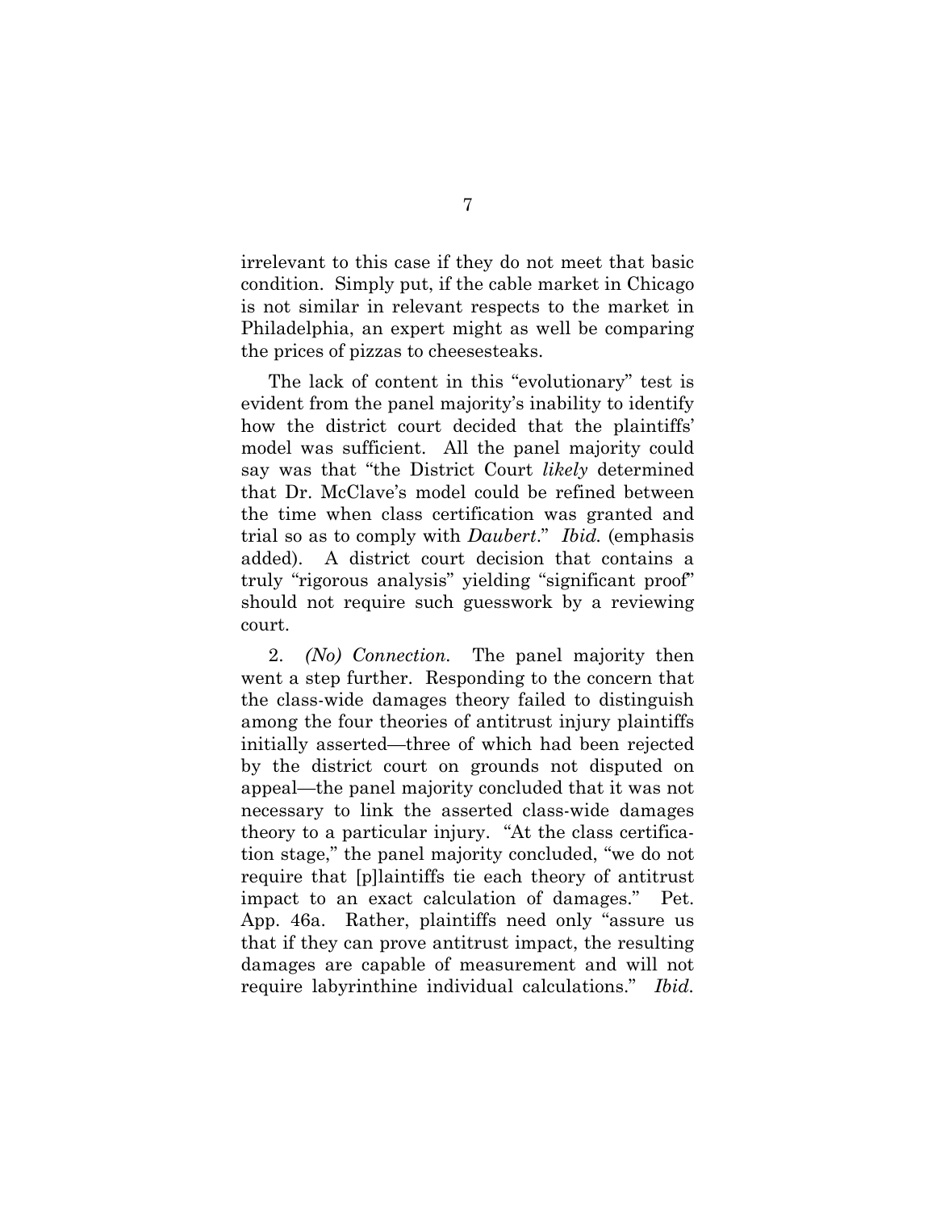irrelevant to this case if they do not meet that basic condition. Simply put, if the cable market in Chicago is not similar in relevant respects to the market in Philadelphia, an expert might as well be comparing the prices of pizzas to cheesesteaks.

The lack of content in this "evolutionary" test is evident from the panel majority's inability to identify how the district court decided that the plaintiffs' model was sufficient. All the panel majority could say was that "the District Court *likely* determined that Dr. McClave's model could be refined between the time when class certification was granted and trial so as to comply with *Daubert*." *Ibid.* (emphasis added). A district court decision that contains a truly "rigorous analysis" yielding "significant proof" should not require such guesswork by a reviewing court.

2. *(No) Connection.* The panel majority then went a step further. Responding to the concern that the class-wide damages theory failed to distinguish among the four theories of antitrust injury plaintiffs initially asserted—three of which had been rejected by the district court on grounds not disputed on appeal—the panel majority concluded that it was not necessary to link the asserted class-wide damages theory to a particular injury. "At the class certification stage," the panel majority concluded, "we do not require that [p]laintiffs tie each theory of antitrust impact to an exact calculation of damages." Pet. App. 46a. Rather, plaintiffs need only "assure us that if they can prove antitrust impact, the resulting damages are capable of measurement and will not require labyrinthine individual calculations." *Ibid.*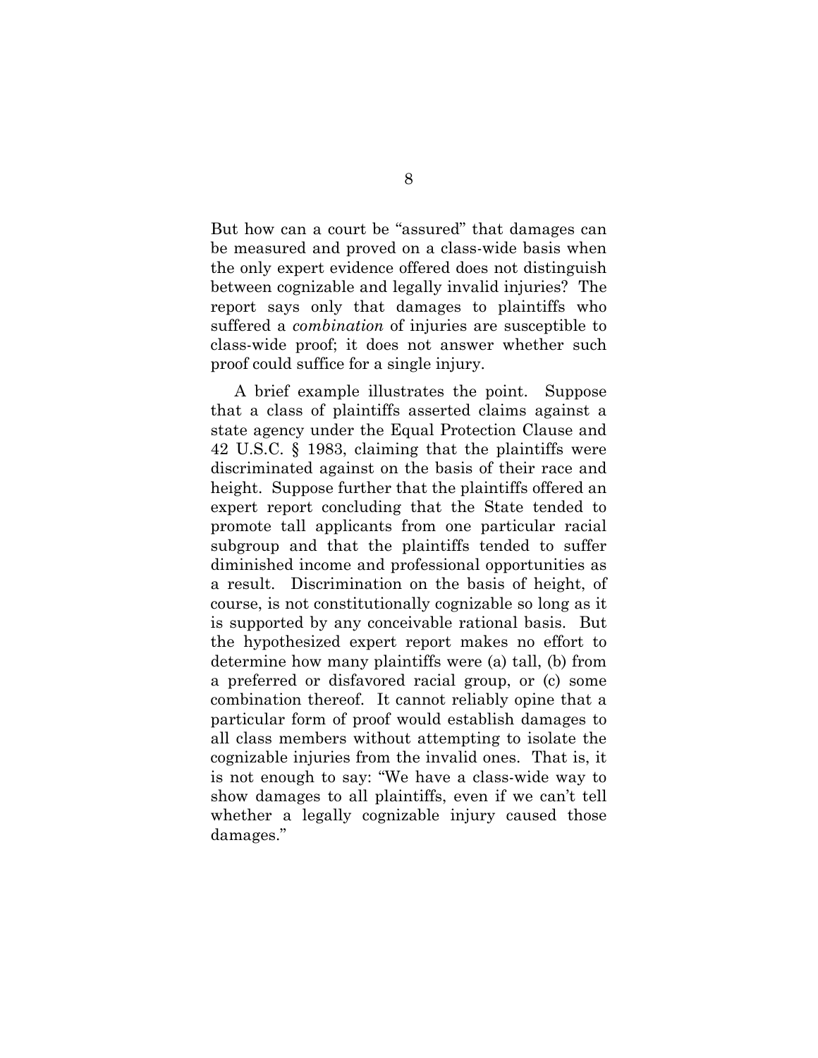But how can a court be "assured" that damages can be measured and proved on a class-wide basis when the only expert evidence offered does not distinguish between cognizable and legally invalid injuries? The report says only that damages to plaintiffs who suffered a *combination* of injuries are susceptible to class-wide proof; it does not answer whether such proof could suffice for a single injury.

A brief example illustrates the point. Suppose that a class of plaintiffs asserted claims against a state agency under the Equal Protection Clause and 42 U.S.C. § 1983, claiming that the plaintiffs were discriminated against on the basis of their race and height. Suppose further that the plaintiffs offered an expert report concluding that the State tended to promote tall applicants from one particular racial subgroup and that the plaintiffs tended to suffer diminished income and professional opportunities as a result. Discrimination on the basis of height, of course, is not constitutionally cognizable so long as it is supported by any conceivable rational basis. But the hypothesized expert report makes no effort to determine how many plaintiffs were (a) tall, (b) from a preferred or disfavored racial group, or (c) some combination thereof. It cannot reliably opine that a particular form of proof would establish damages to all class members without attempting to isolate the cognizable injuries from the invalid ones. That is, it is not enough to say: "We have a class-wide way to show damages to all plaintiffs, even if we can't tell whether a legally cognizable injury caused those damages."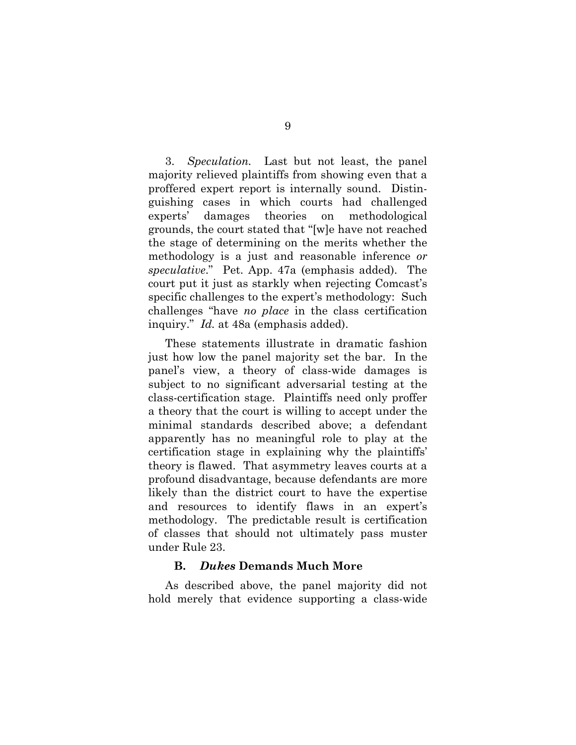3. *Speculation.* Last but not least, the panel majority relieved plaintiffs from showing even that a proffered expert report is internally sound. Distinguishing cases in which courts had challenged experts' damages theories on methodological grounds, the court stated that "[w]e have not reached the stage of determining on the merits whether the methodology is a just and reasonable inference *or speculative*." Pet. App. 47a (emphasis added). The court put it just as starkly when rejecting Comcast's specific challenges to the expert's methodology: Such challenges "have *no place* in the class certification inquiry." *Id.* at 48a (emphasis added).

These statements illustrate in dramatic fashion just how low the panel majority set the bar. In the panel's view, a theory of class-wide damages is subject to no significant adversarial testing at the class-certification stage. Plaintiffs need only proffer a theory that the court is willing to accept under the minimal standards described above; a defendant apparently has no meaningful role to play at the certification stage in explaining why the plaintiffs' theory is flawed. That asymmetry leaves courts at a profound disadvantage, because defendants are more likely than the district court to have the expertise and resources to identify flaws in an expert's methodology. The predictable result is certification of classes that should not ultimately pass muster under Rule 23.

### B. *Dukes* Demands Much More

As described above, the panel majority did not hold merely that evidence supporting a class-wide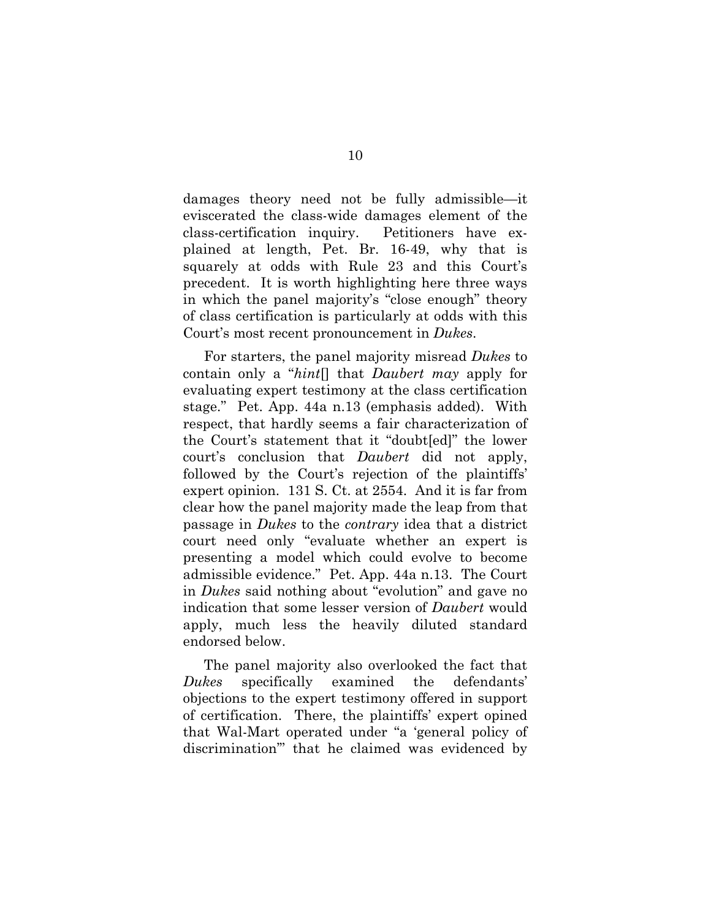damages theory need not be fully admissible—it eviscerated the class-wide damages element of the class-certification inquiry. Petitioners have explained at length, Pet. Br. 16-49, why that is squarely at odds with Rule 23 and this Court's precedent. It is worth highlighting here three ways in which the panel majority's "close enough" theory of class certification is particularly at odds with this Court's most recent pronouncement in *Dukes*.

For starters, the panel majority misread *Dukes* to contain only a "*hint*[] that *Daubert may* apply for evaluating expert testimony at the class certification stage." Pet. App. 44a n.13 (emphasis added). With respect, that hardly seems a fair characterization of the Court's statement that it "doubt[ed]" the lower court's conclusion that *Daubert* did not apply, followed by the Court's rejection of the plaintiffs' expert opinion. 131 S. Ct. at 2554. And it is far from clear how the panel majority made the leap from that passage in *Dukes* to the *contrary* idea that a district court need only "evaluate whether an expert is presenting a model which could evolve to become admissible evidence." Pet. App. 44a n.13. The Court in *Dukes* said nothing about "evolution" and gave no indication that some lesser version of *Daubert* would apply, much less the heavily diluted standard endorsed below.

The panel majority also overlooked the fact that *Dukes* specifically examined the defendants' objections to the expert testimony offered in support of certification. There, the plaintiffs' expert opined that Wal-Mart operated under "a 'general policy of discrimination'" that he claimed was evidenced by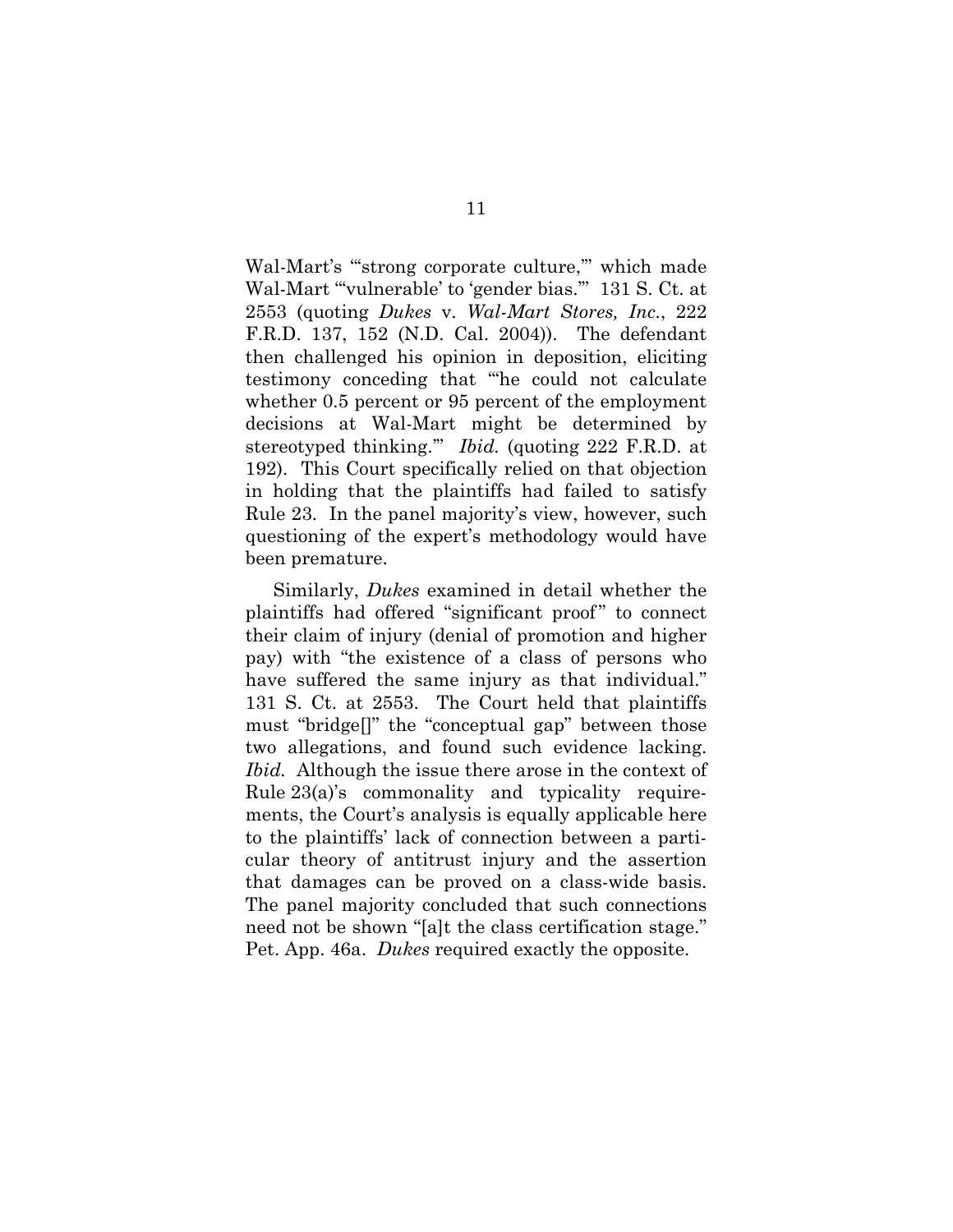Wal-Mart's "'strong corporate culture,'" which made Wal-Mart "'vulnerable' to 'gender bias.'" 131 S. Ct. at 2553 (quoting *Dukes* v. *Wal-Mart Stores, Inc.*, 222 F.R.D. 137, 152 (N.D. Cal. 2004)). The defendant then challenged his opinion in deposition, eliciting testimony conceding that "'he could not calculate whether 0.5 percent or 95 percent of the employment decisions at Wal-Mart might be determined by stereotyped thinking.'" *Ibid.* (quoting 222 F.R.D. at 192). This Court specifically relied on that objection in holding that the plaintiffs had failed to satisfy Rule 23. In the panel majority's view, however, such questioning of the expert's methodology would have been premature.

Similarly, *Dukes* examined in detail whether the plaintiffs had offered "significant proof" to connect their claim of injury (denial of promotion and higher pay) with "the existence of a class of persons who have suffered the same injury as that individual." 131 S. Ct. at 2553. The Court held that plaintiffs must "bridge[]" the "conceptual gap" between those two allegations, and found such evidence lacking. *Ibid.* Although the issue there arose in the context of Rule 23(a)'s commonality and typicality requirements, the Court's analysis is equally applicable here to the plaintiffs' lack of connection between a particular theory of antitrust injury and the assertion that damages can be proved on a class-wide basis. The panel majority concluded that such connections need not be shown "[a]t the class certification stage." Pet. App. 46a. *Dukes* required exactly the opposite.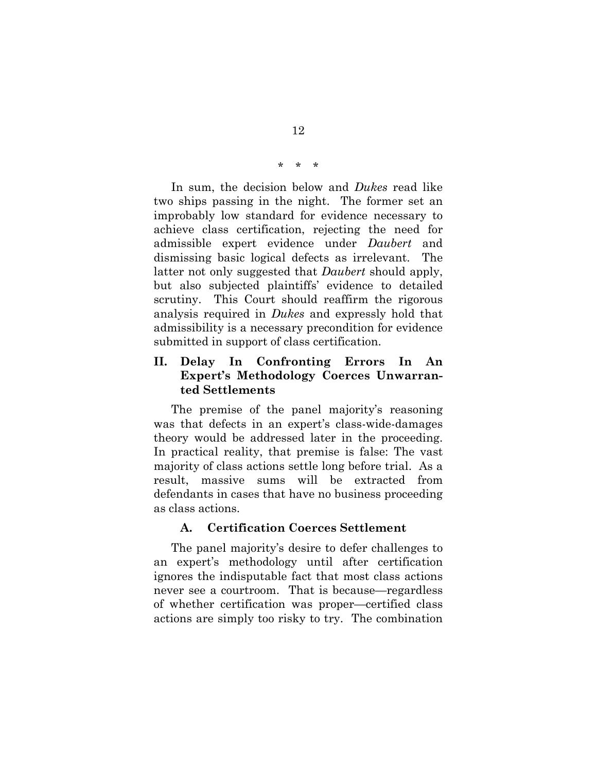\* \* \*

In sum, the decision below and *Dukes* read like two ships passing in the night. The former set an improbably low standard for evidence necessary to achieve class certification, rejecting the need for admissible expert evidence under *Daubert* and dismissing basic logical defects as irrelevant. The latter not only suggested that *Daubert* should apply, but also subjected plaintiffs' evidence to detailed scrutiny. This Court should reaffirm the rigorous analysis required in *Dukes* and expressly hold that admissibility is a necessary precondition for evidence submitted in support of class certification.

## II. Delay In Confronting Errors In An Expert's Methodology Coerces Unwarranted Settlements

The premise of the panel majority's reasoning was that defects in an expert's class-wide-damages theory would be addressed later in the proceeding. In practical reality, that premise is false: The vast majority of class actions settle long before trial. As a result, massive sums will be extracted from defendants in cases that have no business proceeding as class actions.

### A. Certification Coerces Settlement

The panel majority's desire to defer challenges to an expert's methodology until after certification ignores the indisputable fact that most class actions never see a courtroom. That is because—regardless of whether certification was proper—certified class actions are simply too risky to try. The combination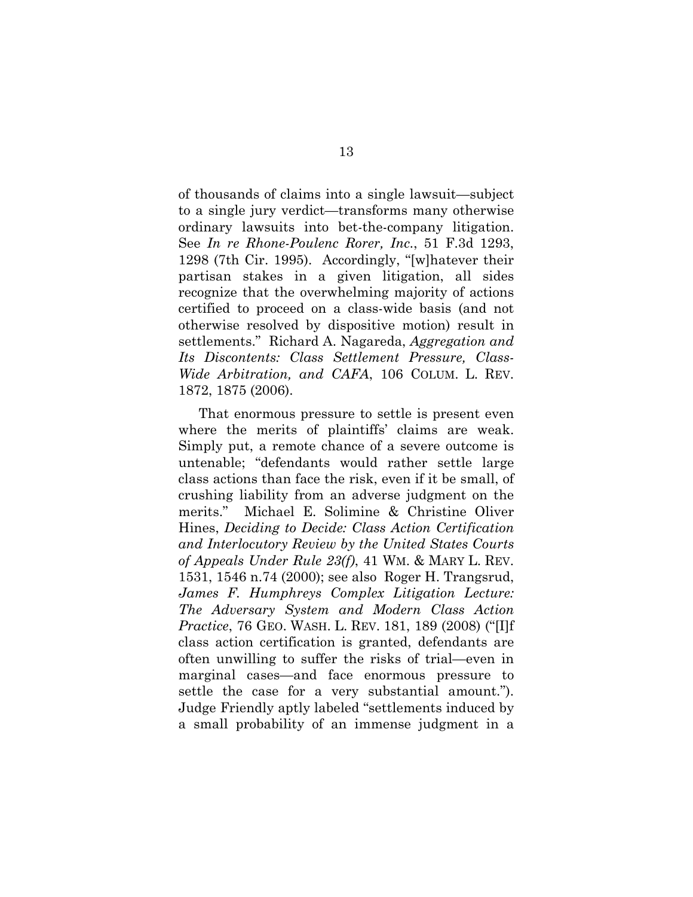of thousands of claims into a single lawsuit—subject to a single jury verdict—transforms many otherwise ordinary lawsuits into bet-the-company litigation. See *In re Rhone-Poulenc Rorer, Inc.*, 51 F.3d 1293, 1298 (7th Cir. 1995). Accordingly, "[w]hatever their partisan stakes in a given litigation, all sides recognize that the overwhelming majority of actions certified to proceed on a class-wide basis (and not otherwise resolved by dispositive motion) result in settlements." Richard A. Nagareda, *Aggregation and Its Discontents: Class Settlement Pressure, Class-Wide Arbitration, and CAFA*, 106 COLUM. L. REV. 1872, 1875 (2006).

That enormous pressure to settle is present even where the merits of plaintiffs' claims are weak. Simply put, a remote chance of a severe outcome is untenable; "defendants would rather settle large class actions than face the risk, even if it be small, of crushing liability from an adverse judgment on the merits." Michael E. Solimine & Christine Oliver Hines, *Deciding to Decide: Class Action Certification and Interlocutory Review by the United States Courts of Appeals Under Rule 23(f)*, 41 WM. & MARY L. REV. 1531, 1546 n.74 (2000); see also Roger H. Trangsrud, *James F. Humphreys Complex Litigation Lecture: The Adversary System and Modern Class Action Practice*, 76 GEO. WASH. L. REV. 181, 189 (2008) ("[I]f class action certification is granted, defendants are often unwilling to suffer the risks of trial—even in marginal cases—and face enormous pressure to settle the case for a very substantial amount."). Judge Friendly aptly labeled "settlements induced by a small probability of an immense judgment in a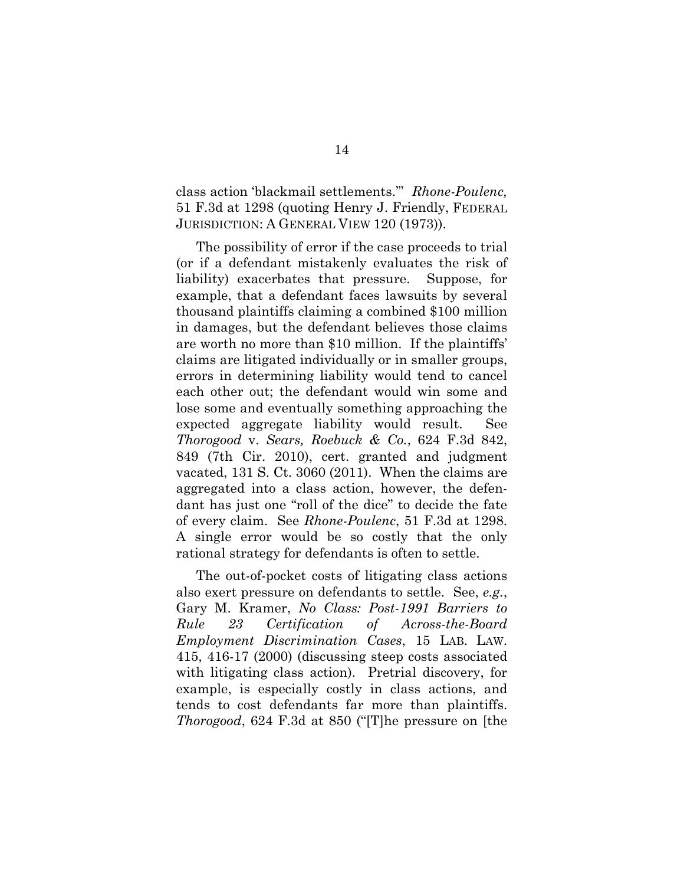class action 'blackmail settlements.'" *Rhone-Poulenc,* 51 F.3d at 1298 (quoting Henry J. Friendly, FEDERAL JURISDICTION: A GENERAL VIEW 120 (1973)).

The possibility of error if the case proceeds to trial (or if a defendant mistakenly evaluates the risk of liability) exacerbates that pressure. Suppose, for example, that a defendant faces lawsuits by several thousand plaintiffs claiming a combined $100 million in damages, but the defendant believes those claims are worth no more than $10 million. If the plaintiffs' claims are litigated individually or in smaller groups, errors in determining liability would tend to cancel each other out; the defendant would win some and lose some and eventually something approaching the expected aggregate liability would result. See *Thorogood* v. *Sears, Roebuck & Co.*, 624 F.3d 842, 849 (7th Cir. 2010), cert. granted and judgment vacated, 131 S. Ct. 3060 (2011). When the claims are aggregated into a class action, however, the defendant has just one "roll of the dice" to decide the fate of every claim. See *Rhone-Poulenc*, 51 F.3d at 1298. A single error would be so costly that the only rational strategy for defendants is often to settle.

The out-of-pocket costs of litigating class actions also exert pressure on defendants to settle. See, *e.g.*, Gary M. Kramer, *No Class: Post-1991 Barriers to Rule 23 Certification of Across-the-Board Employment Discrimination Cases*, 15 LAB. LAW. 415, 416-17 (2000) (discussing steep costs associated with litigating class action). Pretrial discovery, for example, is especially costly in class actions, and tends to cost defendants far more than plaintiffs. *Thorogood*, 624 F.3d at 850 ("[T]he pressure on [the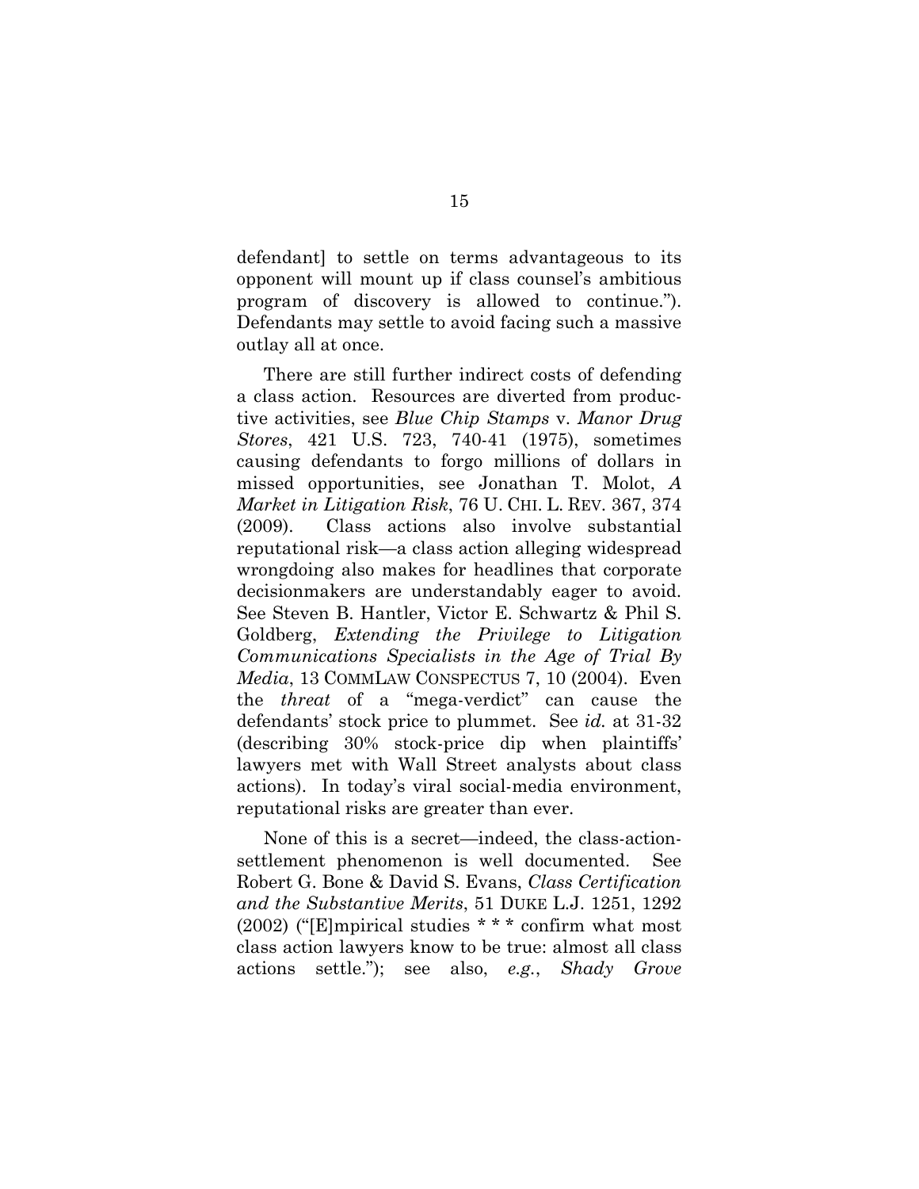defendant] to settle on terms advantageous to its opponent will mount up if class counsel's ambitious program of discovery is allowed to continue."). Defendants may settle to avoid facing such a massive outlay all at once.

There are still further indirect costs of defending a class action. Resources are diverted from productive activities, see *Blue Chip Stamps* v. *Manor Drug Stores*, 421 U.S. 723, 740-41 (1975), sometimes causing defendants to forgo millions of dollars in missed opportunities, see Jonathan T. Molot, *A Market in Litigation Risk*, 76 U. CHI. L. REV. 367, 374 (2009). Class actions also involve substantial reputational risk—a class action alleging widespread wrongdoing also makes for headlines that corporate decisionmakers are understandably eager to avoid. See Steven B. Hantler, Victor E. Schwartz & Phil S. Goldberg, *Extending the Privilege to Litigation Communications Specialists in the Age of Trial By Media*, 13 COMMLAW CONSPECTUS 7, 10 (2004). Even the *threat* of a "mega-verdict" can cause the defendants' stock price to plummet. See *id.* at 31-32 (describing 30% stock-price dip when plaintiffs' lawyers met with Wall Street analysts about class actions). In today's viral social-media environment, reputational risks are greater than ever.

None of this is a secret—indeed, the class-action-settlement phenomenon is well documented. See Robert G. Bone & David S. Evans, *Class Certification and the Substantive Merits*, 51 DUKE L.J. 1251, 1292 (2002) ("[E]mpirical studies * * * confirm what most class action lawyers know to be true: almost all class actions settle."); see also, *e.g.*, *Shady Grove*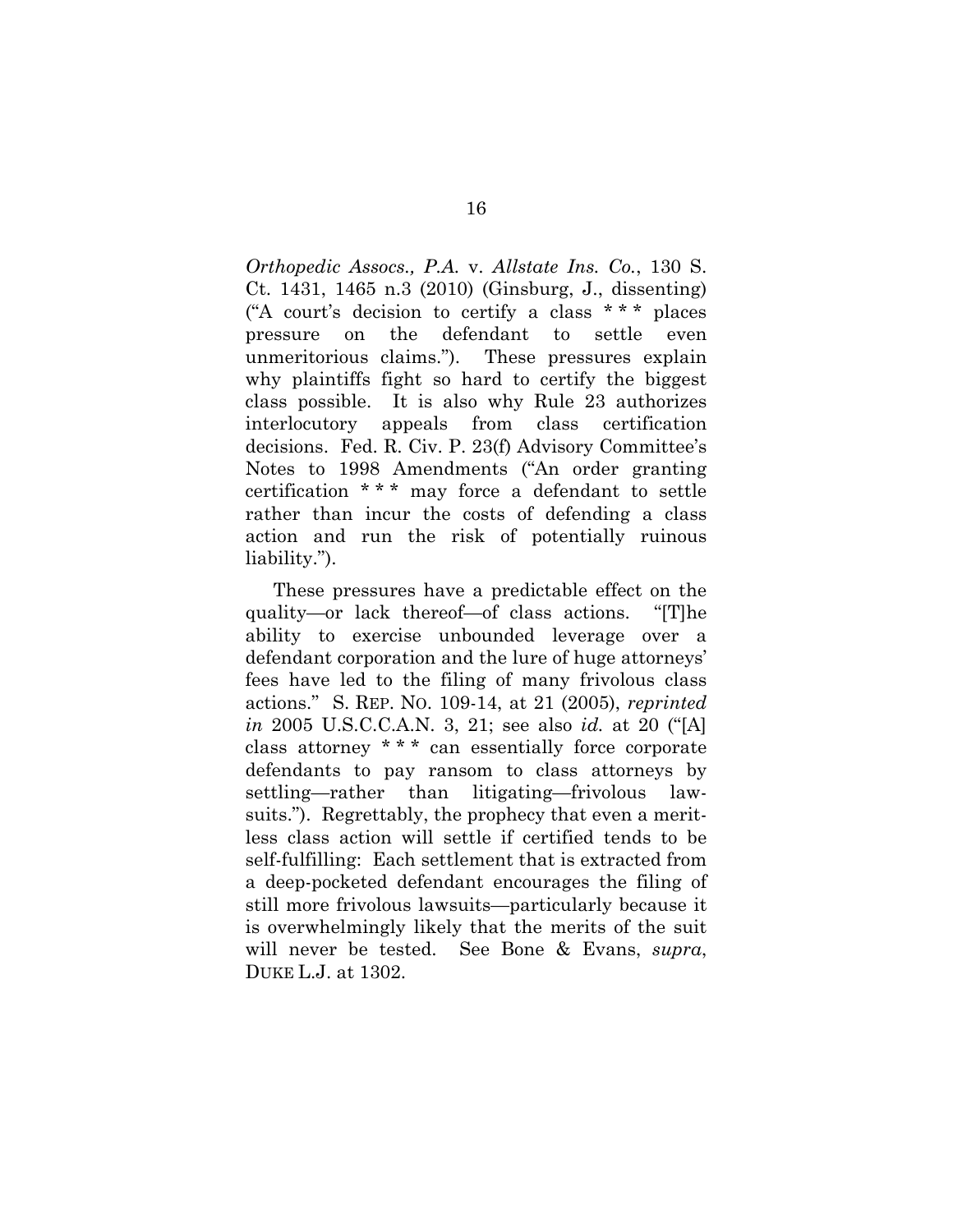*Orthopedic Assocs., P.A.* v. *Allstate Ins. Co.*, 130 S. Ct. 1431, 1465 n.3 (2010) (Ginsburg, J., dissenting) ("A court's decision to certify a class * * * places pressure on the defendant to settle even unmeritorious claims."). These pressures explain why plaintiffs fight so hard to certify the biggest class possible. It is also why Rule 23 authorizes interlocutory appeals from class certification decisions. Fed. R. Civ. P. 23(f) Advisory Committee's Notes to 1998 Amendments ("An order granting certification * * * may force a defendant to settle rather than incur the costs of defending a class action and run the risk of potentially ruinous liability.").

These pressures have a predictable effect on the quality—or lack thereof—of class actions. "[T]he ability to exercise unbounded leverage over a defendant corporation and the lure of huge attorneys' fees have led to the filing of many frivolous class actions." S. REP. NO. 109-14, at 21 (2005), *reprinted in* 2005 U.S.C.C.A.N. 3, 21; see also *id.* at 20 ("[A] class attorney * * * can essentially force corporate defendants to pay ransom to class attorneys by settling—rather than litigating—frivolous lawsuits."). Regrettably, the prophecy that even a meritless class action will settle if certified tends to be self-fulfilling: Each settlement that is extracted from a deep-pocketed defendant encourages the filing of still more frivolous lawsuits—particularly because it is overwhelmingly likely that the merits of the suit will never be tested. See Bone & Evans, *supra*, DUKE L.J. at 1302.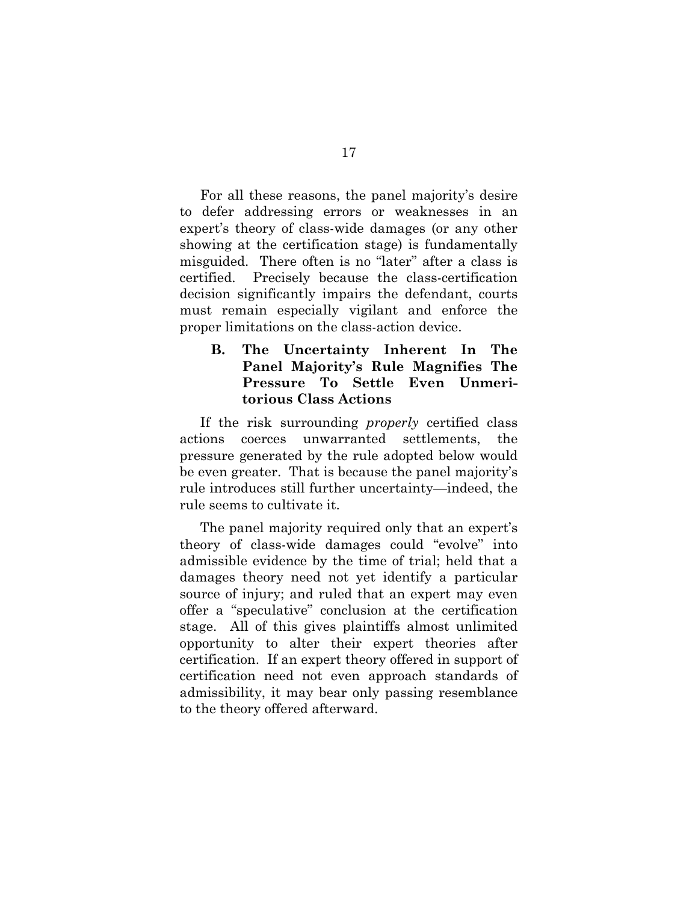For all these reasons, the panel majority's desire to defer addressing errors or weaknesses in an expert's theory of class-wide damages (or any other showing at the certification stage) is fundamentally misguided. There often is no "later" after a class is certified. Precisely because the class-certification decision significantly impairs the defendant, courts must remain especially vigilant and enforce the proper limitations on the class-action device.

### B. The Uncertainty Inherent In The Panel Majority's Rule Magnifies The Pressure To Settle Even Unmeritorious Class Actions

If the risk surrounding *properly* certified class actions coerces unwarranted settlements, the pressure generated by the rule adopted below would be even greater. That is because the panel majority's rule introduces still further uncertainty—indeed, the rule seems to cultivate it.

The panel majority required only that an expert's theory of class-wide damages could "evolve" into admissible evidence by the time of trial; held that a damages theory need not yet identify a particular source of injury; and ruled that an expert may even offer a "speculative" conclusion at the certification stage. All of this gives plaintiffs almost unlimited opportunity to alter their expert theories after certification. If an expert theory offered in support of certification need not even approach standards of admissibility, it may bear only passing resemblance to the theory offered afterward.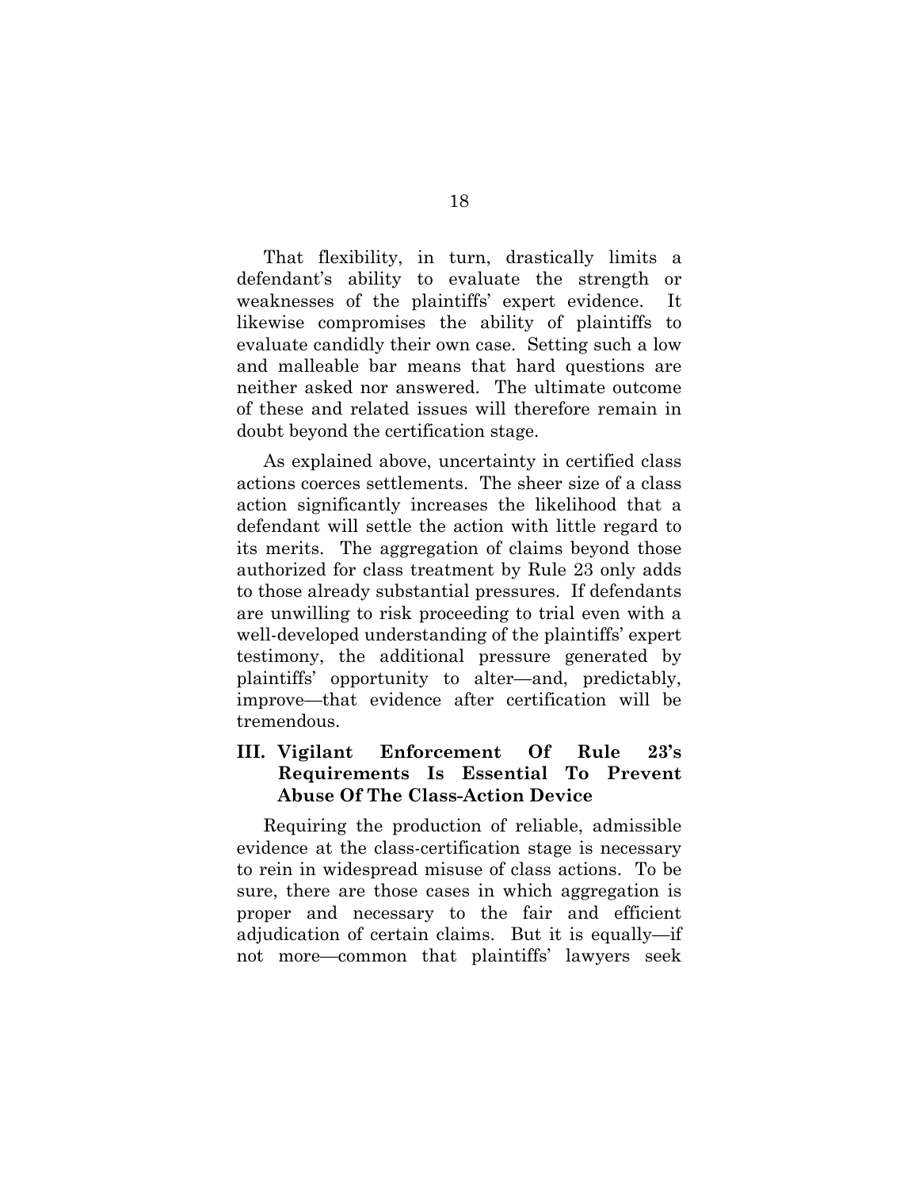That flexibility, in turn, drastically limits a defendant's ability to evaluate the strength or weaknesses of the plaintiffs' expert evidence. It likewise compromises the ability of plaintiffs to evaluate candidly their own case. Setting such a low and malleable bar means that hard questions are neither asked nor answered. The ultimate outcome of these and related issues will therefore remain in doubt beyond the certification stage.

As explained above, uncertainty in certified class actions coerces settlements. The sheer size of a class action significantly increases the likelihood that a defendant will settle the action with little regard to its merits. The aggregation of claims beyond those authorized for class treatment by Rule 23 only adds to those already substantial pressures. If defendants are unwilling to risk proceeding to trial even with a well-developed understanding of the plaintiffs' expert testimony, the additional pressure generated by plaintiffs' opportunity to alter—and, predictably, improve—that evidence after certification will be tremendous.

## III. Vigilant Enforcement Of Rule 23's Requirements Is Essential To Prevent Abuse Of The Class-Action Device

Requiring the production of reliable, admissible evidence at the class-certification stage is necessary to rein in widespread misuse of class actions. To be sure, there are those cases in which aggregation is proper and necessary to the fair and efficient adjudication of certain claims. But it is equally—if not more—common that plaintiffs' lawyers seek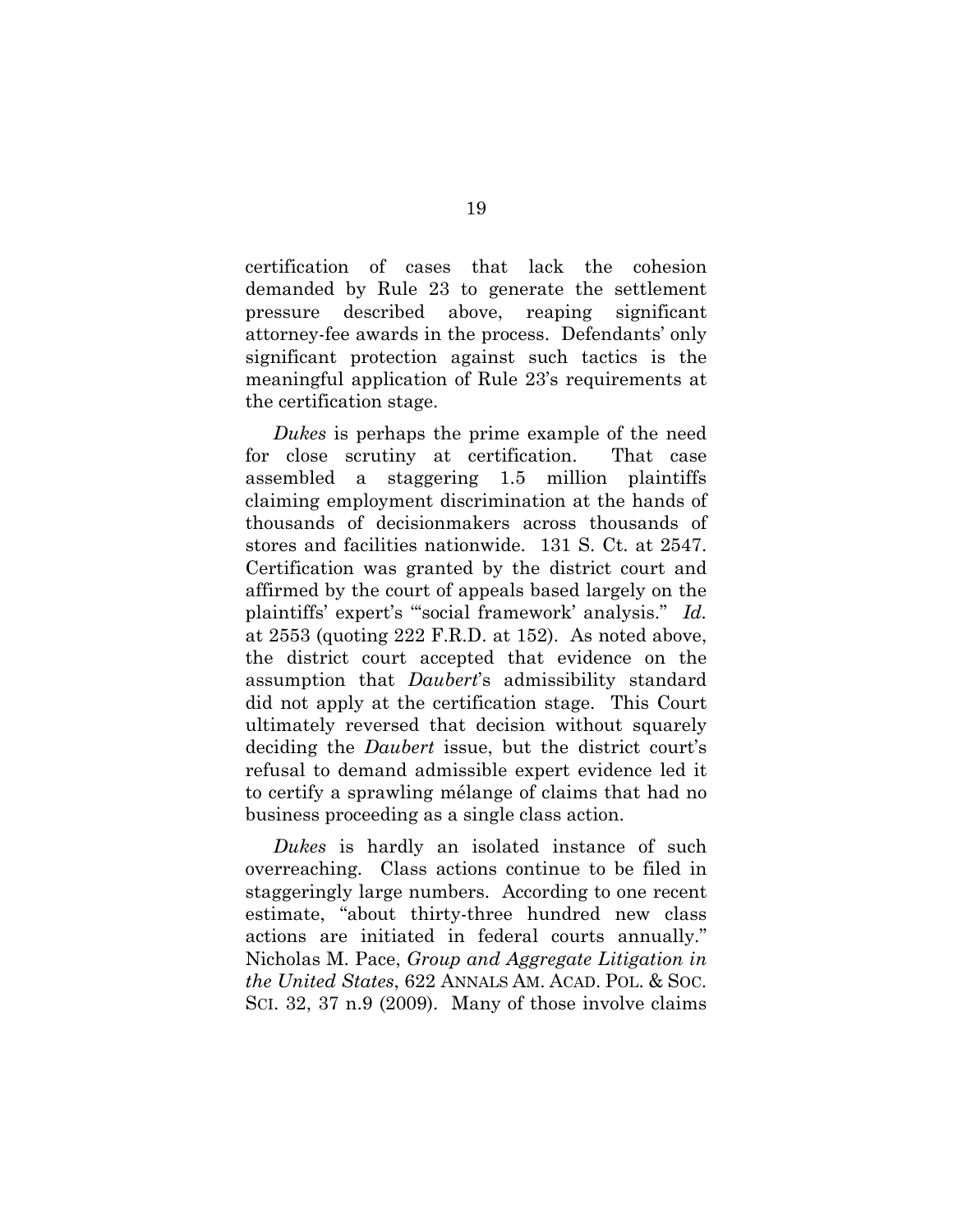certification of cases that lack the cohesion demanded by Rule 23 to generate the settlement pressure described above, reaping significant attorney-fee awards in the process. Defendants' only significant protection against such tactics is the meaningful application of Rule 23's requirements at the certification stage.

*Dukes* is perhaps the prime example of the need for close scrutiny at certification. That case assembled a staggering 1.5 million plaintiffs claiming employment discrimination at the hands of thousands of decisionmakers across thousands of stores and facilities nationwide. 131 S. Ct. at 2547. Certification was granted by the district court and affirmed by the court of appeals based largely on the plaintiffs' expert's "'social framework' analysis." *Id.* at 2553 (quoting 222 F.R.D. at 152). As noted above, the district court accepted that evidence on the assumption that *Daubert*'s admissibility standard did not apply at the certification stage. This Court ultimately reversed that decision without squarely deciding the *Daubert* issue, but the district court's refusal to demand admissible expert evidence led it to certify a sprawling mélange of claims that had no business proceeding as a single class action.

*Dukes* is hardly an isolated instance of such overreaching. Class actions continue to be filed in staggeringly large numbers. According to one recent estimate, "about thirty-three hundred new class actions are initiated in federal courts annually." Nicholas M. Pace, *Group and Aggregate Litigation in the United States*, 622 ANNALS AM. ACAD. POL. & SOC. SCI. 32, 37 n.9 (2009). Many of those involve claims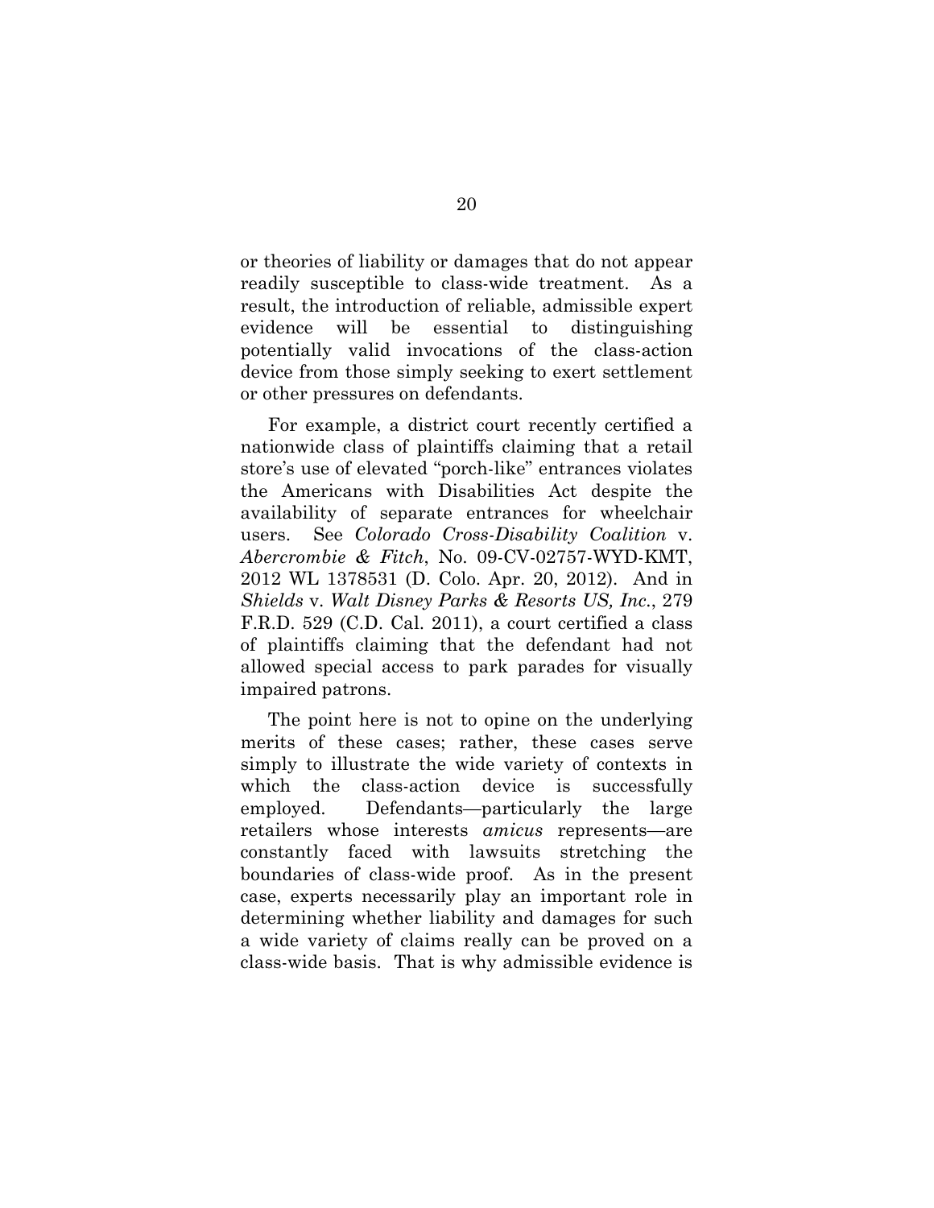or theories of liability or damages that do not appear readily susceptible to class-wide treatment. As a result, the introduction of reliable, admissible expert evidence will be essential to distinguishing potentially valid invocations of the class-action device from those simply seeking to exert settlement or other pressures on defendants.

For example, a district court recently certified a nationwide class of plaintiffs claiming that a retail store's use of elevated "porch-like" entrances violates the Americans with Disabilities Act despite the availability of separate entrances for wheelchair users. See *Colorado Cross-Disability Coalition* v. *Abercrombie & Fitch*, No. 09-CV-02757-WYD-KMT, 2012 WL 1378531 (D. Colo. Apr. 20, 2012). And in *Shields* v. *Walt Disney Parks & Resorts US, Inc.*, 279 F.R.D. 529 (C.D. Cal. 2011), a court certified a class of plaintiffs claiming that the defendant had not allowed special access to park parades for visually impaired patrons.

The point here is not to opine on the underlying merits of these cases; rather, these cases serve simply to illustrate the wide variety of contexts in which the class-action device is successfully employed. Defendants—particularly the large retailers whose interests *amicus* represents—are constantly faced with lawsuits stretching the boundaries of class-wide proof. As in the present case, experts necessarily play an important role in determining whether liability and damages for such a wide variety of claims really can be proved on a class-wide basis. That is why admissible evidence is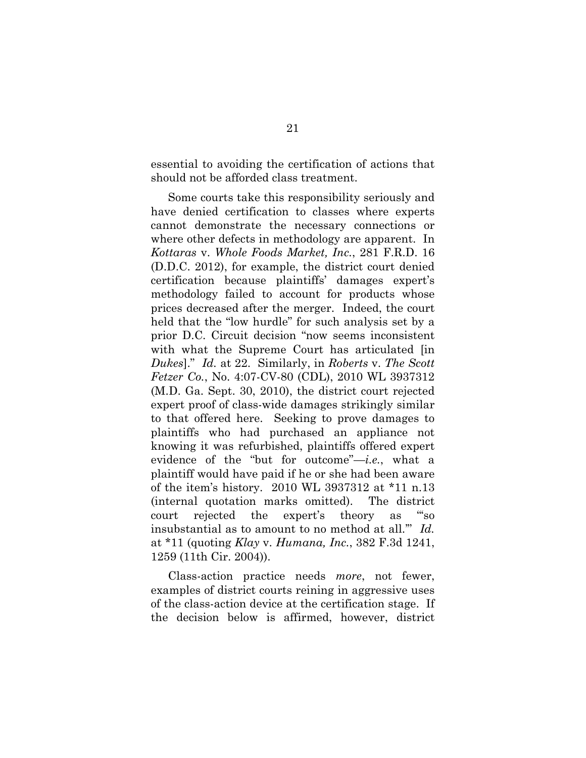essential to avoiding the certification of actions that should not be afforded class treatment.

Some courts take this responsibility seriously and have denied certification to classes where experts cannot demonstrate the necessary connections or where other defects in methodology are apparent. In *Kottaras* v. *Whole Foods Market, Inc.*, 281 F.R.D. 16 (D.D.C. 2012), for example, the district court denied certification because plaintiffs' damages expert's methodology failed to account for products whose prices decreased after the merger. Indeed, the court held that the "low hurdle" for such analysis set by a prior D.C. Circuit decision "now seems inconsistent with what the Supreme Court has articulated [in *Dukes*]." *Id.* at 22. Similarly, in *Roberts* v. *The Scott Fetzer Co.*, No. 4:07-CV-80 (CDL), 2010 WL 3937312 (M.D. Ga. Sept. 30, 2010), the district court rejected expert proof of class-wide damages strikingly similar to that offered here. Seeking to prove damages to plaintiffs who had purchased an appliance not knowing it was refurbished, plaintiffs offered expert evidence of the "but for outcome"—*i.e.*, what a plaintiff would have paid if he or she had been aware of the item's history. 2010 WL 3937312 at \*11 n.13 (internal quotation marks omitted). The district court rejected the expert's theory as "'so insubstantial as to amount to no method at all.'" *Id.* at \*11 (quoting *Klay* v. *Humana, Inc.*, 382 F.3d 1241, 1259 (11th Cir. 2004)).

Class-action practice needs *more*, not fewer, examples of district courts reining in aggressive uses of the class-action device at the certification stage. If the decision below is affirmed, however, district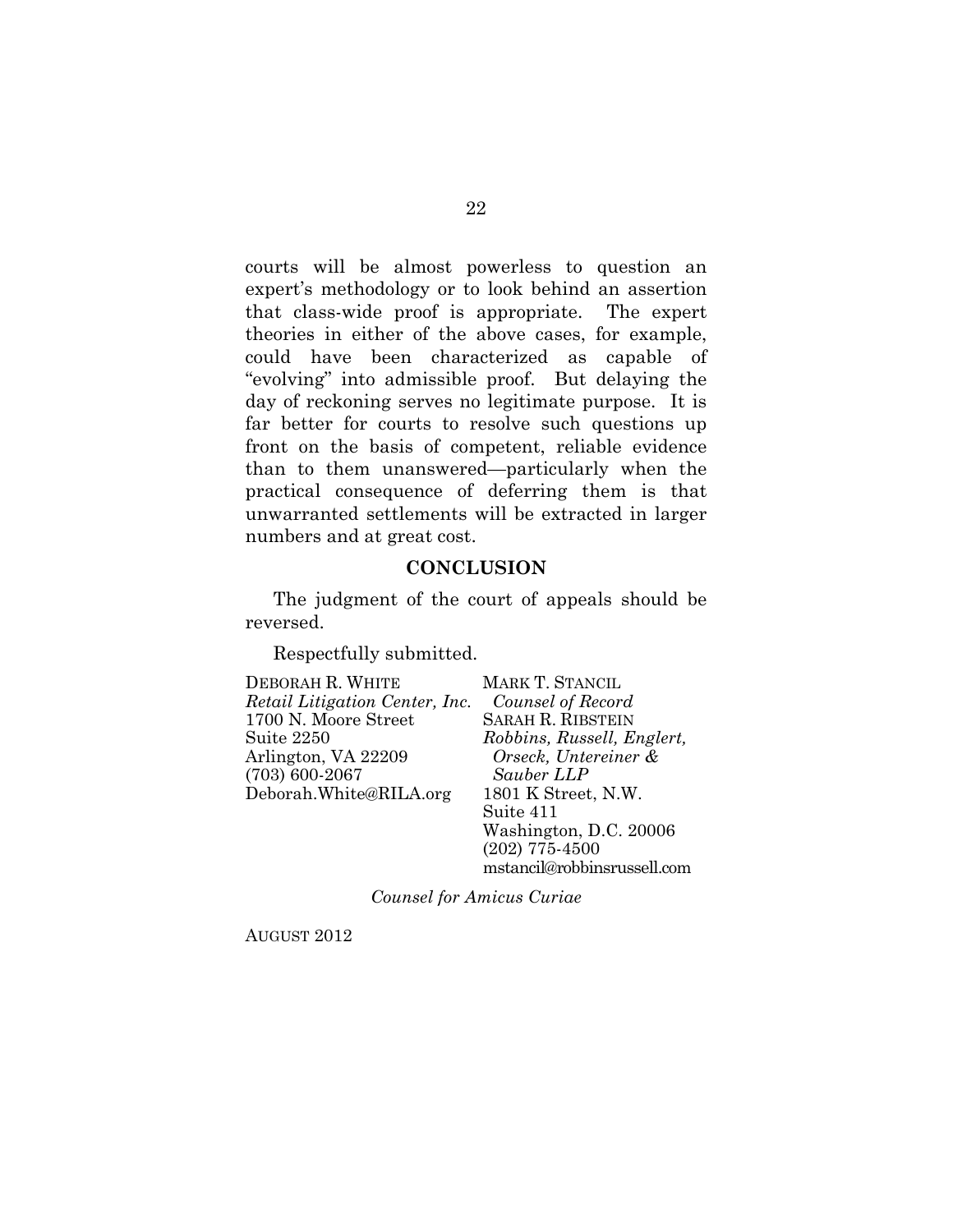courts will be almost powerless to question an expert's methodology or to look behind an assertion that class-wide proof is appropriate. The expert theories in either of the above cases, for example, could have been characterized as capable of "evolving" into admissible proof. But delaying the day of reckoning serves no legitimate purpose. It is far better for courts to resolve such questions up front on the basis of competent, reliable evidence than to them unanswered—particularly when the practical consequence of deferring them is that unwarranted settlements will be extracted in larger numbers and at great cost.

## CONCLUSION

The judgment of the court of appeals should be reversed.

Respectfully submitted.

DEBORAH R. WHITE
*Retail Litigation Center, Inc.*
1700 N. Moore Street
Suite 2250
Arlington, VA 22209
(703) 600-2067
Deborah.White@RILA.org

MARK T. STANCIL
*Counsel of Record*
SARAH R. RIBSTEIN
*Robbins, Russell, Englert, Orseck, Untereiner & Sauber LLP*
1801 K Street, N.W.
Suite 411
Washington, D.C. 20006
(202) 775-4500
mstancil@robbinsrussell.com

*Counsel for Amicus Curiae*

AUGUST 2012